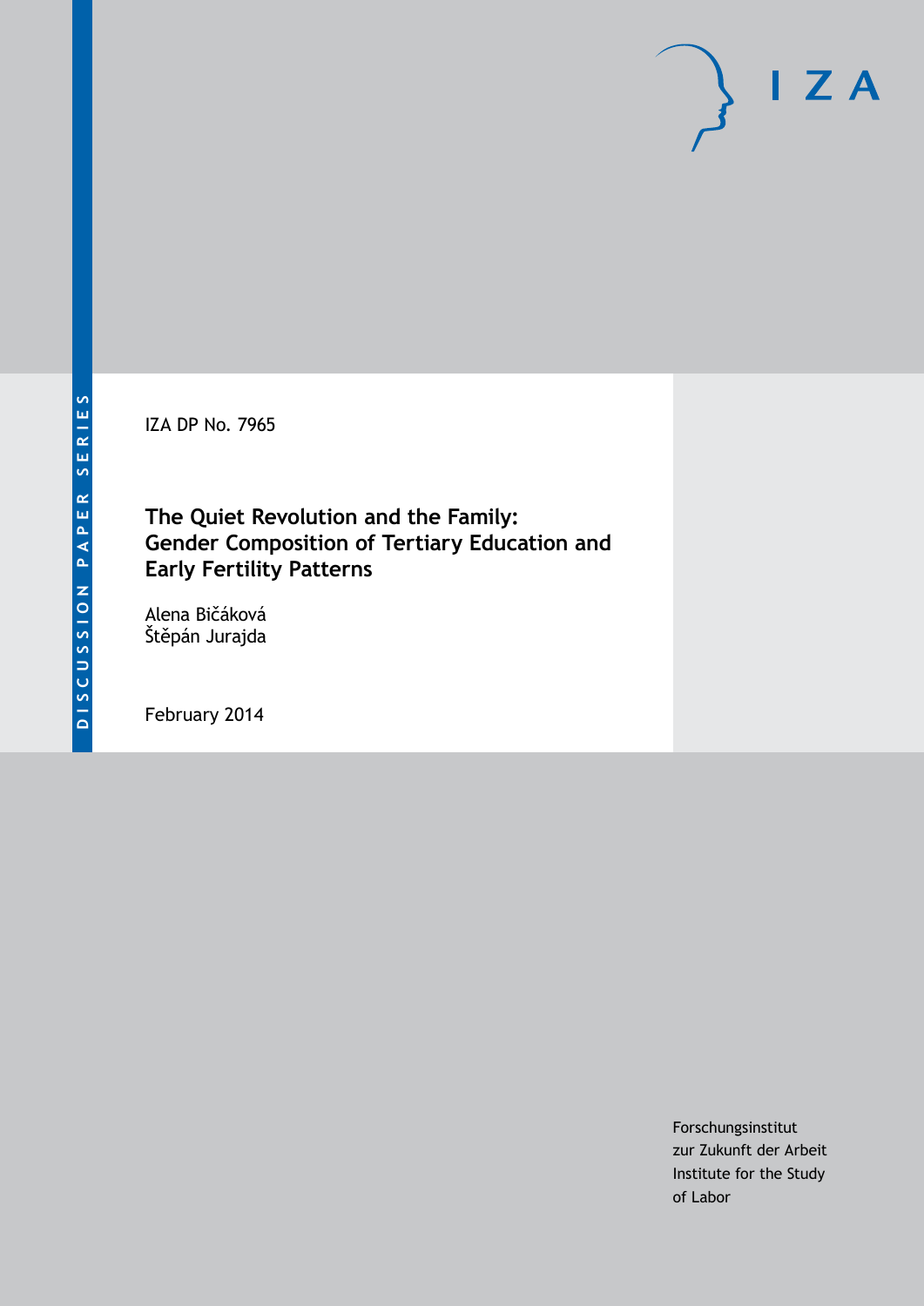DISCUSSION PAPER SERIES

IZA DP No. 7965

# The Quiet Revolution and the Family: Gender Composition of Tertiary Education and Early Fertility Patterns

Alena Bičáková
Štěpán Jurajda

February 2014

Forschungsinstitut
zur Zukunft der Arbeit
Institute for the Study
of Labor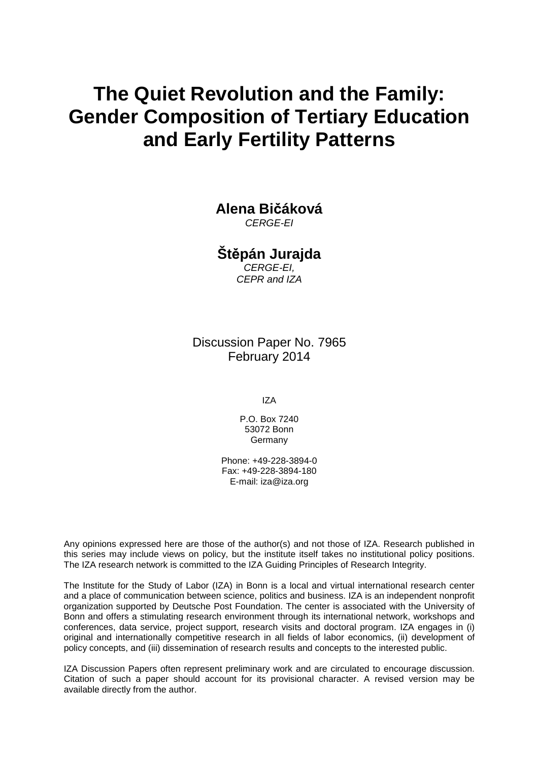# The Quiet Revolution and the Family: Gender Composition of Tertiary Education and Early Fertility Patterns

**Alena Bičáková**
*CERGE-EI*

**Štěpán Jurajda**
*CERGE-EI,*
*CEPR and IZA*

Discussion Paper No. 7965
February 2014

IZA

P.O. Box 7240
53072 Bonn
Germany

Phone: +49-228-3894-0
Fax: +49-228-3894-180
E-mail: iza@iza.org

Any opinions expressed here are those of the author(s) and not those of IZA. Research published in this series may include views on policy, but the institute itself takes no institutional policy positions. The IZA research network is committed to the IZA Guiding Principles of Research Integrity.

The Institute for the Study of Labor (IZA) in Bonn is a local and virtual international research center and a place of communication between science, politics and business. IZA is an independent nonprofit organization supported by Deutsche Post Foundation. The center is associated with the University of Bonn and offers a stimulating research environment through its international network, workshops and conferences, data service, project support, research visits and doctoral program. IZA engages in (i) original and internationally competitive research in all fields of labor economics, (ii) development of policy concepts, and (iii) dissemination of research results and concepts to the interested public.

IZA Discussion Papers often represent preliminary work and are circulated to encourage discussion. Citation of such a paper should account for its provisional character. A revised version may be available directly from the author.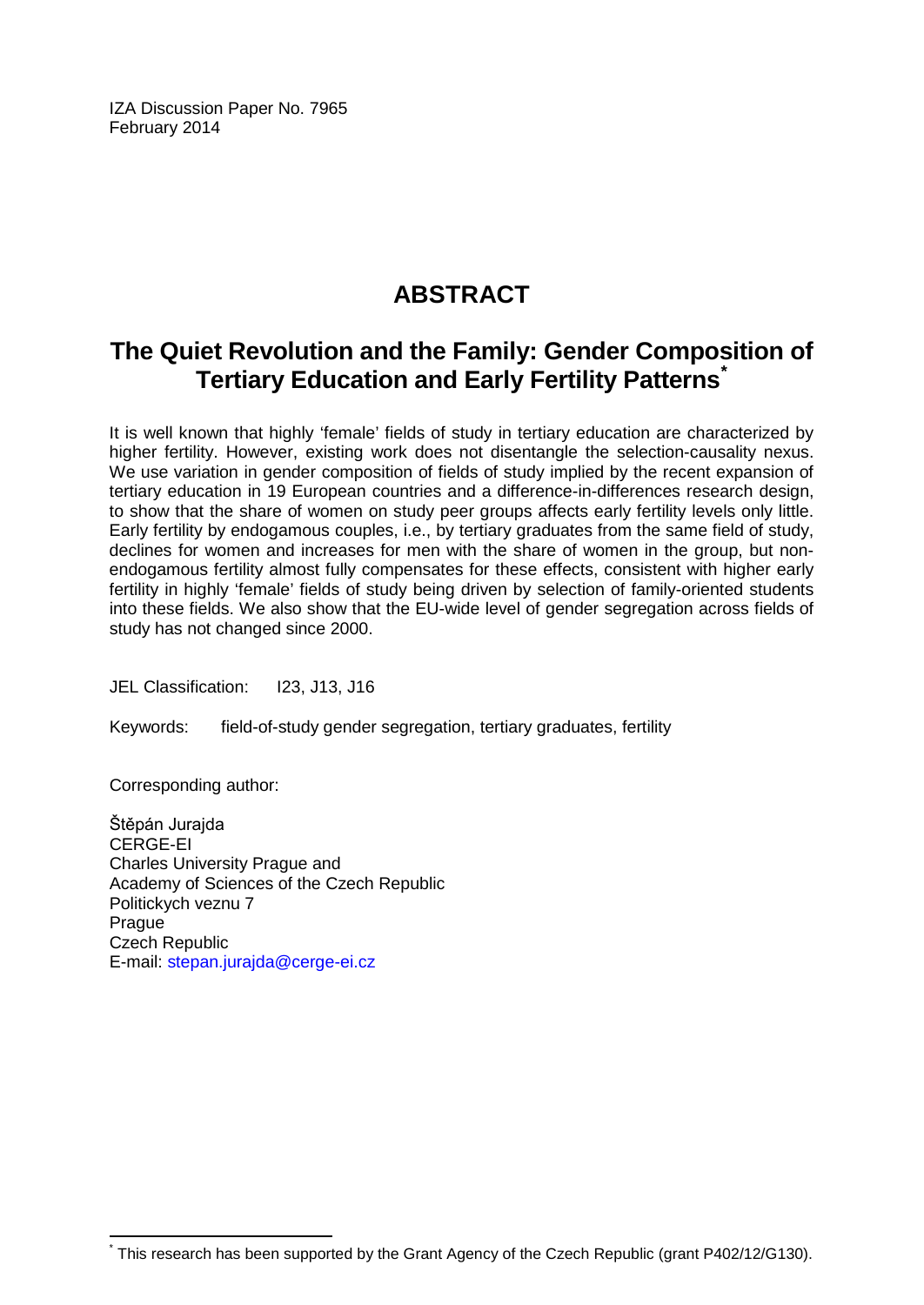IZA Discussion Paper No. 7965
February 2014

# ABSTRACT

## The Quiet Revolution and the Family: Gender Composition of Tertiary Education and Early Fertility Patterns[*]

It is well known that highly 'female' fields of study in tertiary education are characterized by higher fertility. However, existing work does not disentangle the selection-causality nexus. We use variation in gender composition of fields of study implied by the recent expansion of tertiary education in 19 European countries and a difference-in-differences research design, to show that the share of women on study peer groups affects early fertility levels only little. Early fertility by endogamous couples, i.e., by tertiary graduates from the same field of study, declines for women and increases for men with the share of women in the group, but non-endogamous fertility almost fully compensates for these effects, consistent with higher early fertility in highly 'female' fields of study being driven by selection of family-oriented students into these fields. We also show that the EU-wide level of gender segregation across fields of study has not changed since 2000.

JEL Classification: I23, J13, J16

Keywords: field-of-study gender segregation, tertiary graduates, fertility

Corresponding author:

Štěpán Jurajda
CERGE-EI
Charles University Prague and
Academy of Sciences of the Czech Republic
Politickych veznu 7
Prague
Czech Republic
E-mail: stepan.jurajda@cerge-ei.cz

[*] This research has been supported by the Grant Agency of the Czech Republic (grant P402/12/G130).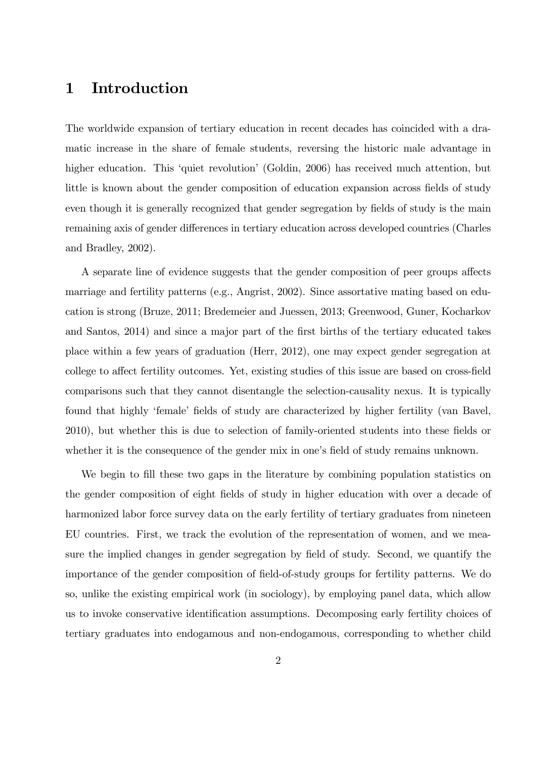# 1 Introduction

The worldwide expansion of tertiary education in recent decades has coincided with a dramatic increase in the share of female students, reversing the historic male advantage in higher education. This 'quiet revolution' (Goldin, 2006) has received much attention, but little is known about the gender composition of education expansion across fields of study even though it is generally recognized that gender segregation by fields of study is the main remaining axis of gender differences in tertiary education across developed countries (Charles and Bradley, 2002).

A separate line of evidence suggests that the gender composition of peer groups affects marriage and fertility patterns (e.g., Angrist, 2002). Since assortative mating based on education is strong (Bruze, 2011; Bredemeier and Juessen, 2013; Greenwood, Guner, Kocharkov and Santos, 2014) and since a major part of the first births of the tertiary educated takes place within a few years of graduation (Herr, 2012), one may expect gender segregation at college to affect fertility outcomes. Yet, existing studies of this issue are based on cross-field comparisons such that they cannot disentangle the selection-causality nexus. It is typically found that highly 'female' fields of study are characterized by higher fertility (van Bavel, 2010), but whether this is due to selection of family-oriented students into these fields or whether it is the consequence of the gender mix in one's field of study remains unknown.

We begin to fill these two gaps in the literature by combining population statistics on the gender composition of eight fields of study in higher education with over a decade of harmonized labor force survey data on the early fertility of tertiary graduates from nineteen EU countries. First, we track the evolution of the representation of women, and we measure the implied changes in gender segregation by field of study. Second, we quantify the importance of the gender composition of field-of-study groups for fertility patterns. We do so, unlike the existing empirical work (in sociology), by employing panel data, which allow us to invoke conservative identification assumptions. Decomposing early fertility choices of tertiary graduates into endogamous and non-endogamous, corresponding to whether child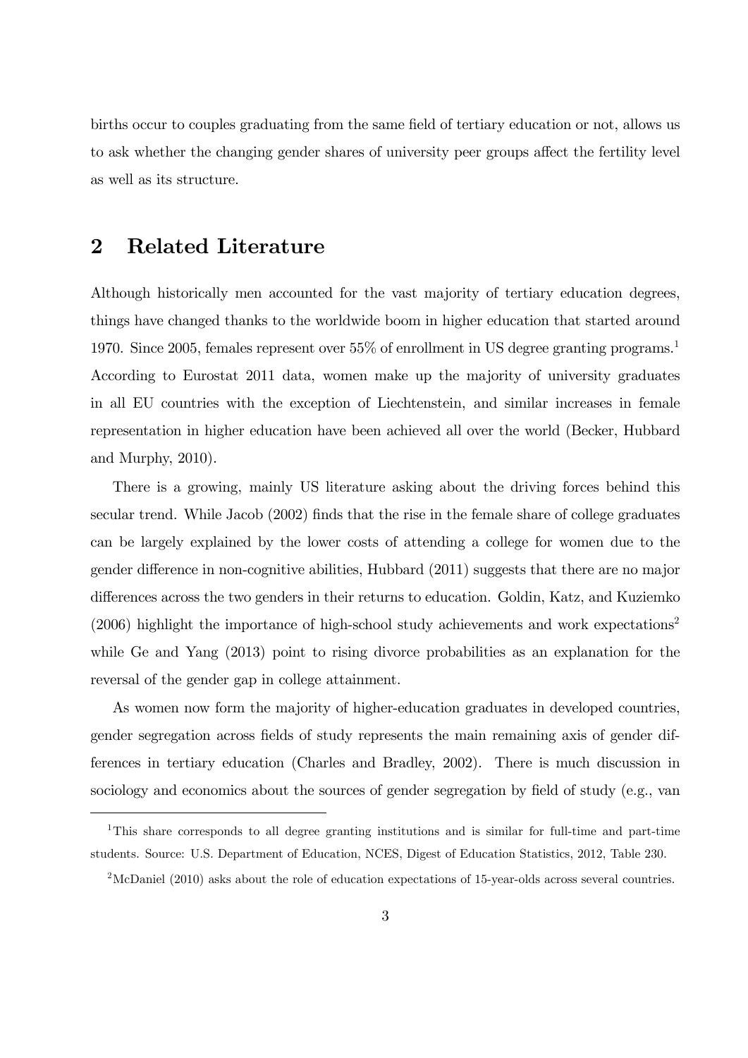births occur to couples graduating from the same field of tertiary education or not, allows us to ask whether the changing gender shares of university peer groups affect the fertility level as well as its structure.

## 2 Related Literature

Although historically men accounted for the vast majority of tertiary education degrees, things have changed thanks to the worldwide boom in higher education that started around 1970. Since 2005, females represent over 55% of enrollment in US degree granting programs.[1] According to Eurostat 2011 data, women make up the majority of university graduates in all EU countries with the exception of Liechtenstein, and similar increases in female representation in higher education have been achieved all over the world (Becker, Hubbard and Murphy, 2010).

There is a growing, mainly US literature asking about the driving forces behind this secular trend. While Jacob (2002) finds that the rise in the female share of college graduates can be largely explained by the lower costs of attending a college for women due to the gender difference in non-cognitive abilities, Hubbard (2011) suggests that there are no major differences across the two genders in their returns to education. Goldin, Katz, and Kuziemko (2006) highlight the importance of high-school study achievements and work expectations[2] while Ge and Yang (2013) point to rising divorce probabilities as an explanation for the reversal of the gender gap in college attainment.

As women now form the majority of higher-education graduates in developed countries, gender segregation across fields of study represents the main remaining axis of gender differences in tertiary education (Charles and Bradley, 2002). There is much discussion in sociology and economics about the sources of gender segregation by field of study (e.g., van

[1] This share corresponds to all degree granting institutions and is similar for full-time and part-time students. Source: U.S. Department of Education, NCES, Digest of Education Statistics, 2012, Table 230.

[2] McDaniel (2010) asks about the role of education expectations of 15-year-olds across several countries.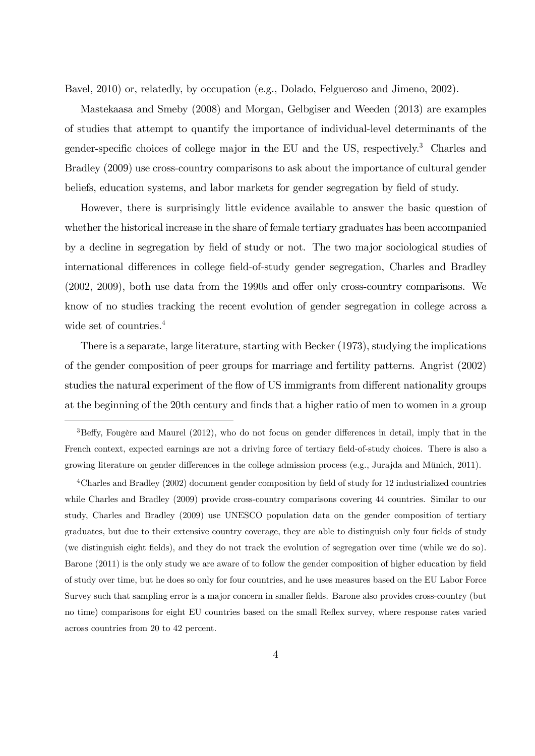Bavel, 2010) or, relatedly, by occupation (e.g., Dolado, Felgueroso and Jimeno, 2002).

Mastekaasa and Smeby (2008) and Morgan, Gelbgiser and Weeden (2013) are examples of studies that attempt to quantify the importance of individual-level determinants of the gender-specific choices of college major in the EU and the US, respectively.[3] Charles and Bradley (2009) use cross-country comparisons to ask about the importance of cultural gender beliefs, education systems, and labor markets for gender segregation by field of study.

However, there is surprisingly little evidence available to answer the basic question of whether the historical increase in the share of female tertiary graduates has been accompanied by a decline in segregation by field of study or not. The two major sociological studies of international differences in college field-of-study gender segregation, Charles and Bradley (2002, 2009), both use data from the 1990s and offer only cross-country comparisons. We know of no studies tracking the recent evolution of gender segregation in college across a wide set of countries.[4]

There is a separate, large literature, starting with Becker (1973), studying the implications of the gender composition of peer groups for marriage and fertility patterns. Angrist (2002) studies the natural experiment of the flow of US immigrants from different nationality groups at the beginning of the 20th century and finds that a higher ratio of men to women in a group

[3] Beffy, Fougère and Maurel (2012), who do not focus on gender differences in detail, imply that in the French context, expected earnings are not a driving force of tertiary field-of-study choices. There is also a growing literature on gender differences in the college admission process (e.g., Jurajda and Münich, 2011).

[4] Charles and Bradley (2002) document gender composition by field of study for 12 industrialized countries while Charles and Bradley (2009) provide cross-country comparisons covering 44 countries. Similar to our study, Charles and Bradley (2009) use UNESCO population data on the gender composition of tertiary graduates, but due to their extensive country coverage, they are able to distinguish only four fields of study (we distinguish eight fields), and they do not track the evolution of segregation over time (while we do so). Barone (2011) is the only study we are aware of to follow the gender composition of higher education by field of study over time, but he does so only for four countries, and he uses measures based on the EU Labor Force Survey such that sampling error is a major concern in smaller fields. Barone also provides cross-country (but no time) comparisons for eight EU countries based on the small Reflex survey, where response rates varied across countries from 20 to 42 percent.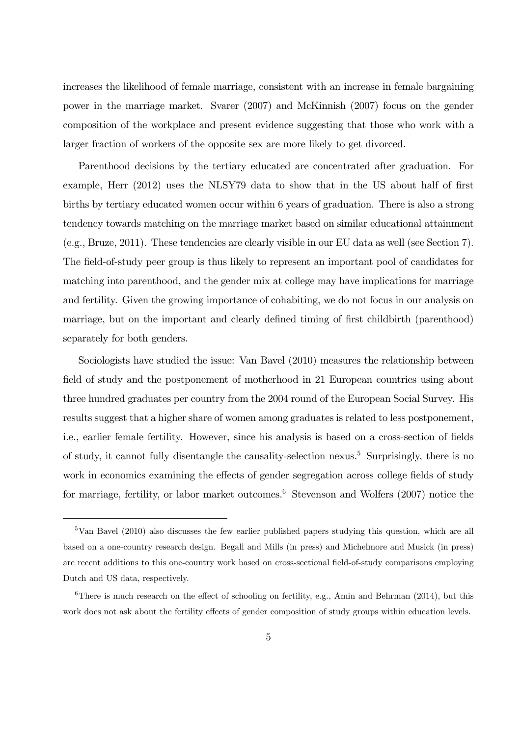increases the likelihood of female marriage, consistent with an increase in female bargaining power in the marriage market. Svarer (2007) and McKinnish (2007) focus on the gender composition of the workplace and present evidence suggesting that those who work with a larger fraction of workers of the opposite sex are more likely to get divorced.

Parenthood decisions by the tertiary educated are concentrated after graduation. For example, Herr (2012) uses the NLSY79 data to show that in the US about half of first births by tertiary educated women occur within 6 years of graduation. There is also a strong tendency towards matching on the marriage market based on similar educational attainment (e.g., Bruze, 2011). These tendencies are clearly visible in our EU data as well (see Section 7). The field-of-study peer group is thus likely to represent an important pool of candidates for matching into parenthood, and the gender mix at college may have implications for marriage and fertility. Given the growing importance of cohabiting, we do not focus in our analysis on marriage, but on the important and clearly defined timing of first childbirth (parenthood) separately for both genders.

Sociologists have studied the issue: Van Bavel (2010) measures the relationship between field of study and the postponement of motherhood in 21 European countries using about three hundred graduates per country from the 2004 round of the European Social Survey. His results suggest that a higher share of women among graduates is related to less postponement, i.e., earlier female fertility. However, since his analysis is based on a cross-section of fields of study, it cannot fully disentangle the causality-selection nexus.[5] Surprisingly, there is no work in economics examining the effects of gender segregation across college fields of study for marriage, fertility, or labor market outcomes.[6] Stevenson and Wolfers (2007) notice the

[5] Van Bavel (2010) also discusses the few earlier published papers studying this question, which are all based on a one-country research design. Begall and Mills (in press) and Michelmore and Musick (in press) are recent additions to this one-country work based on cross-sectional field-of-study comparisons employing Dutch and US data, respectively.

[6] There is much research on the effect of schooling on fertility, e.g., Amin and Behrman (2014), but this work does not ask about the fertility effects of gender composition of study groups within education levels.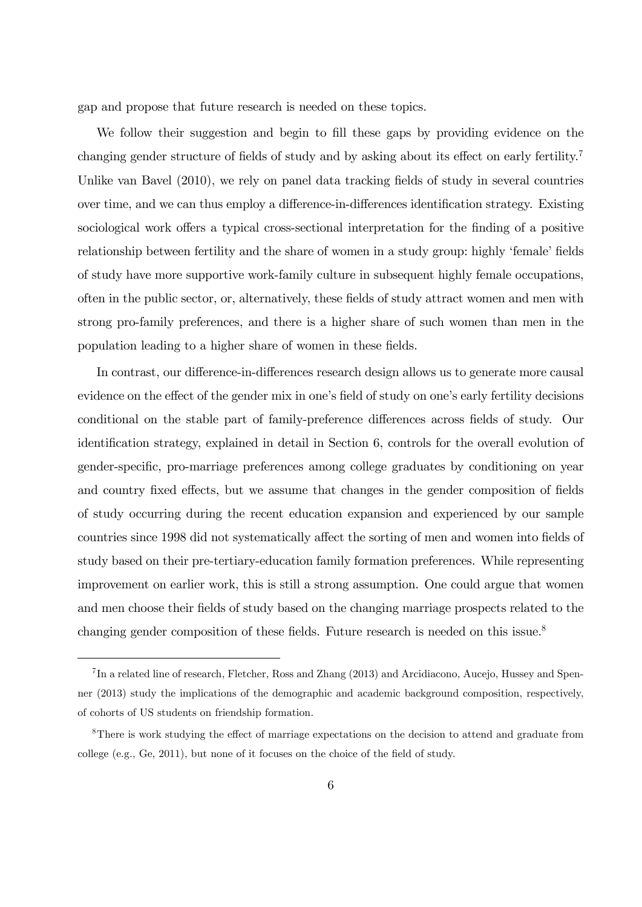gap and propose that future research is needed on these topics.

We follow their suggestion and begin to fill these gaps by providing evidence on the changing gender structure of fields of study and by asking about its effect on early fertility.[7] Unlike van Bavel (2010), we rely on panel data tracking fields of study in several countries over time, and we can thus employ a difference-in-differences identification strategy. Existing sociological work offers a typical cross-sectional interpretation for the finding of a positive relationship between fertility and the share of women in a study group: highly 'female' fields of study have more supportive work-family culture in subsequent highly female occupations, often in the public sector, or, alternatively, these fields of study attract women and men with strong pro-family preferences, and there is a higher share of such women than men in the population leading to a higher share of women in these fields.

In contrast, our difference-in-differences research design allows us to generate more causal evidence on the effect of the gender mix in one's field of study on one's early fertility decisions conditional on the stable part of family-preference differences across fields of study. Our identification strategy, explained in detail in Section 6, controls for the overall evolution of gender-specific, pro-marriage preferences among college graduates by conditioning on year and country fixed effects, but we assume that changes in the gender composition of fields of study occurring during the recent education expansion and experienced by our sample countries since 1998 did not systematically affect the sorting of men and women into fields of study based on their pre-tertiary-education family formation preferences. While representing improvement on earlier work, this is still a strong assumption. One could argue that women and men choose their fields of study based on the changing marriage prospects related to the changing gender composition of these fields. Future research is needed on this issue.[8]

---

[7] In a related line of research, Fletcher, Ross and Zhang (2013) and Arcidiacono, Aucejo, Hussey and Spenner (2013) study the implications of the demographic and academic background composition, respectively, of cohorts of US students on friendship formation.

[8] There is work studying the effect of marriage expectations on the decision to attend and graduate from college (e.g., Ge, 2011), but none of it focuses on the choice of the field of study.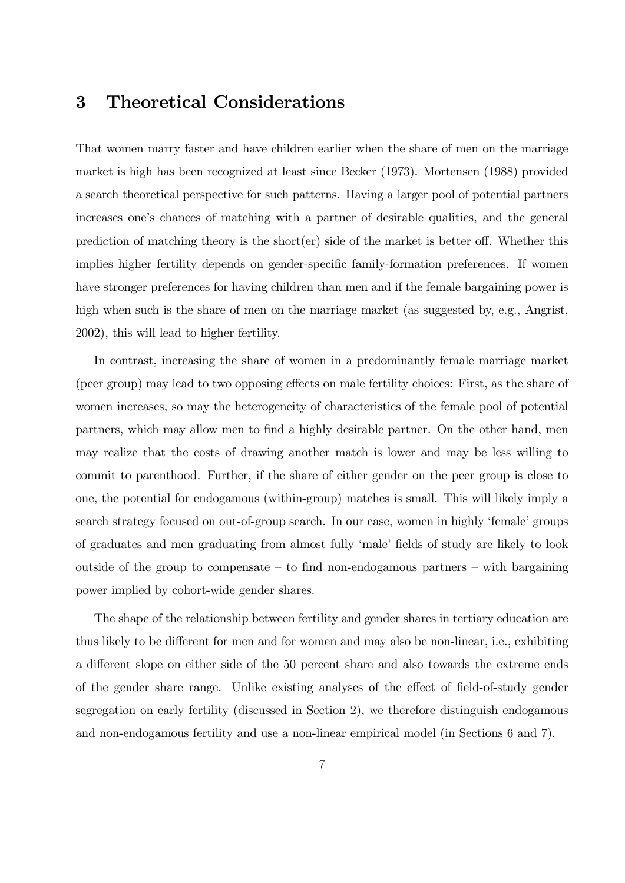# 3 Theoretical Considerations

That women marry faster and have children earlier when the share of men on the marriage market is high has been recognized at least since Becker (1973). Mortensen (1988) provided a search theoretical perspective for such patterns. Having a larger pool of potential partners increases one's chances of matching with a partner of desirable qualities, and the general prediction of matching theory is the short(er) side of the market is better off. Whether this implies higher fertility depends on gender-specific family-formation preferences. If women have stronger preferences for having children than men and if the female bargaining power is high when such is the share of men on the marriage market (as suggested by, e.g., Angrist, 2002), this will lead to higher fertility.

In contrast, increasing the share of women in a predominantly female marriage market (peer group) may lead to two opposing effects on male fertility choices: First, as the share of women increases, so may the heterogeneity of characteristics of the female pool of potential partners, which may allow men to find a highly desirable partner. On the other hand, men may realize that the costs of drawing another match is lower and may be less willing to commit to parenthood. Further, if the share of either gender on the peer group is close to one, the potential for endogamous (within-group) matches is small. This will likely imply a search strategy focused on out-of-group search. In our case, women in highly 'female' groups of graduates and men graduating from almost fully 'male' fields of study are likely to look outside of the group to compensate – to find non-endogamous partners – with bargaining power implied by cohort-wide gender shares.

The shape of the relationship between fertility and gender shares in tertiary education are thus likely to be different for men and for women and may also be non-linear, i.e., exhibiting a different slope on either side of the 50 percent share and also towards the extreme ends of the gender share range. Unlike existing analyses of the effect of field-of-study gender segregation on early fertility (discussed in Section 2), we therefore distinguish endogamous and non-endogamous fertility and use a non-linear empirical model (in Sections 6 and 7).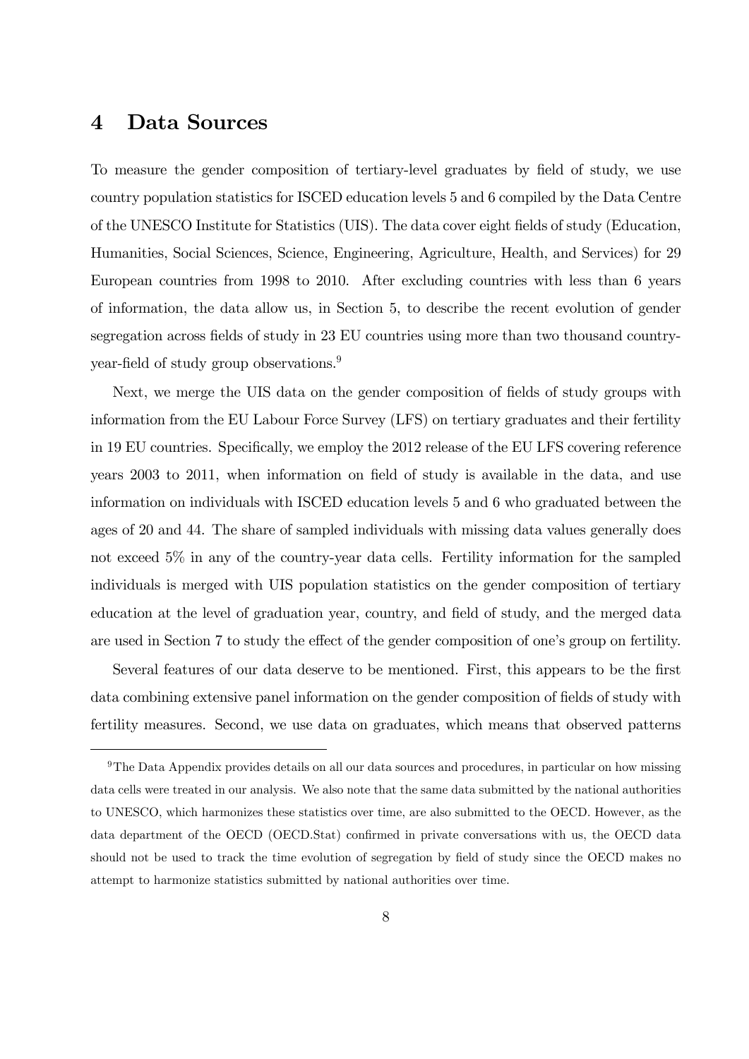# 4 Data Sources

To measure the gender composition of tertiary-level graduates by field of study, we use country population statistics for ISCED education levels 5 and 6 compiled by the Data Centre of the UNESCO Institute for Statistics (UIS). The data cover eight fields of study (Education, Humanities, Social Sciences, Science, Engineering, Agriculture, Health, and Services) for 29 European countries from 1998 to 2010. After excluding countries with less than 6 years of information, the data allow us, in Section 5, to describe the recent evolution of gender segregation across fields of study in 23 EU countries using more than two thousand country-year-field of study group observations.[9]

Next, we merge the UIS data on the gender composition of fields of study groups with information from the EU Labour Force Survey (LFS) on tertiary graduates and their fertility in 19 EU countries. Specifically, we employ the 2012 release of the EU LFS covering reference years 2003 to 2011, when information on field of study is available in the data, and use information on individuals with ISCED education levels 5 and 6 who graduated between the ages of 20 and 44. The share of sampled individuals with missing data values generally does not exceed 5% in any of the country-year data cells. Fertility information for the sampled individuals is merged with UIS population statistics on the gender composition of tertiary education at the level of graduation year, country, and field of study, and the merged data are used in Section 7 to study the effect of the gender composition of one's group on fertility.

Several features of our data deserve to be mentioned. First, this appears to be the first data combining extensive panel information on the gender composition of fields of study with fertility measures. Second, we use data on graduates, which means that observed patterns

[9] The Data Appendix provides details on all our data sources and procedures, in particular on how missing data cells were treated in our analysis. We also note that the same data submitted by the national authorities to UNESCO, which harmonizes these statistics over time, are also submitted to the OECD. However, as the data department of the OECD (OECD.Stat) confirmed in private conversations with us, the OECD data should not be used to track the time evolution of segregation by field of study since the OECD makes no attempt to harmonize statistics submitted by national authorities over time.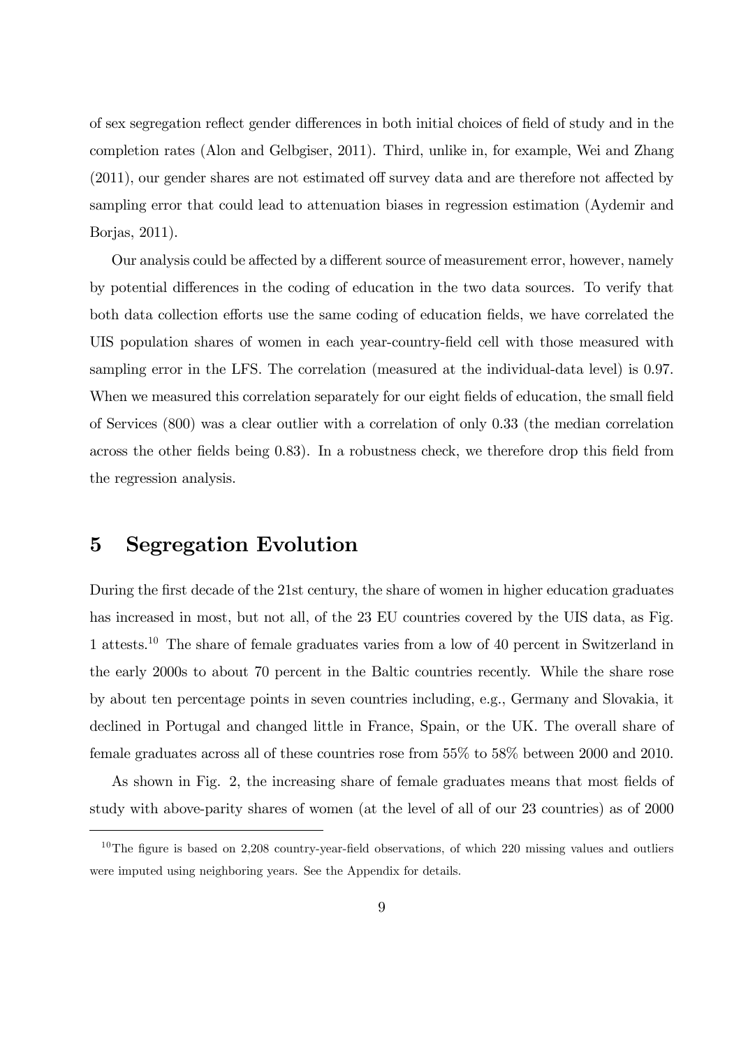of sex segregation reflect gender differences in both initial choices of field of study and in the completion rates (Alon and Gelbgiser, 2011). Third, unlike in, for example, Wei and Zhang (2011), our gender shares are not estimated off survey data and are therefore not affected by sampling error that could lead to attenuation biases in regression estimation (Aydemir and Borjas, 2011).

Our analysis could be affected by a different source of measurement error, however, namely by potential differences in the coding of education in the two data sources. To verify that both data collection efforts use the same coding of education fields, we have correlated the UIS population shares of women in each year-country-field cell with those measured with sampling error in the LFS. The correlation (measured at the individual-data level) is 0.97. When we measured this correlation separately for our eight fields of education, the small field of Services (800) was a clear outlier with a correlation of only 0.33 (the median correlation across the other fields being 0.83). In a robustness check, we therefore drop this field from the regression analysis.

# 5 Segregation Evolution

During the first decade of the 21st century, the share of women in higher education graduates has increased in most, but not all, of the 23 EU countries covered by the UIS data, as Fig. 1 attests.[10] The share of female graduates varies from a low of 40 percent in Switzerland in the early 2000s to about 70 percent in the Baltic countries recently. While the share rose by about ten percentage points in seven countries including, e.g., Germany and Slovakia, it declined in Portugal and changed little in France, Spain, or the UK. The overall share of female graduates across all of these countries rose from 55% to 58% between 2000 and 2010.

As shown in Fig. 2, the increasing share of female graduates means that most fields of study with above-parity shares of women (at the level of all of our 23 countries) as of 2000

[10] The figure is based on 2,208 country-year-field observations, of which 220 missing values and outliers were imputed using neighboring years. See the Appendix for details.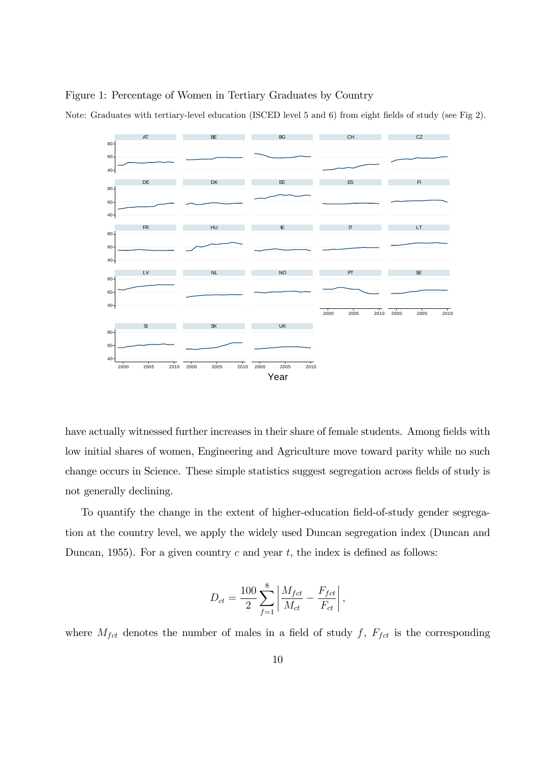Figure 1: Percentage of Women in Tertiary Graduates by Country

Note: Graduates with tertiary-level education (ISCED level 5 and 6) from eight fields of study (see Fig 2).

have actually witnessed further increases in their share of female students. Among fields with low initial shares of women, Engineering and Agriculture move toward parity while no such change occurs in Science. These simple statistics suggest segregation across fields of study is not generally declining.

To quantify the change in the extent of higher-education field-of-study gender segregation at the country level, we apply the widely used Duncan segregation index (Duncan and Duncan, 1955). For a given country $c$ and year $t$, the index is defined as follows:

$$D_{ct} = \frac{100}{2} \sum_{f=1}^{8} \left| \frac{M_{fct}}{M_{ct}} - \frac{F_{fct}}{F_{ct}} \right|,$$

where $M_{fct}$ denotes the number of males in a field of study $f$, $F_{fct}$ is the corresponding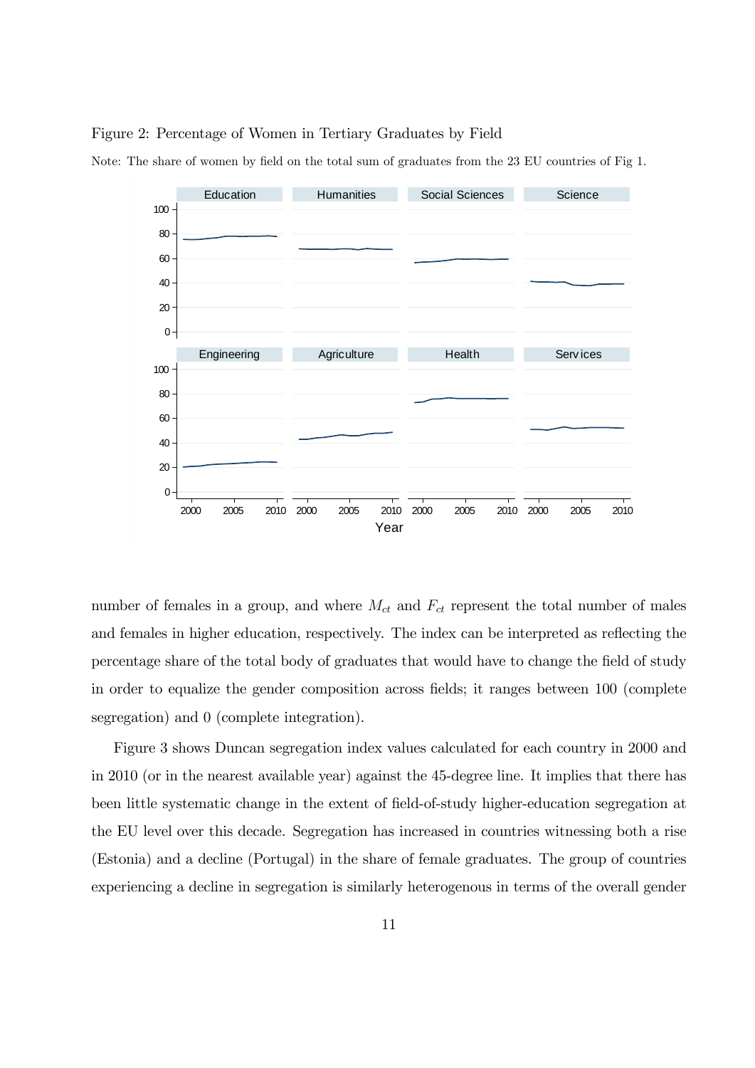Figure 2: Percentage of Women in Tertiary Graduates by Field

Note: The share of women by field on the total sum of graduates from the 23 EU countries of Fig 1.

number of females in a group, and where $M_{ct}$ and $F_{ct}$ represent the total number of males and females in higher education, respectively. The index can be interpreted as reflecting the percentage share of the total body of graduates that would have to change the field of study in order to equalize the gender composition across fields; it ranges between 100 (complete segregation) and 0 (complete integration).

Figure 3 shows Duncan segregation index values calculated for each country in 2000 and in 2010 (or in the nearest available year) against the 45-degree line. It implies that there has been little systematic change in the extent of field-of-study higher-education segregation at the EU level over this decade. Segregation has increased in countries witnessing both a rise (Estonia) and a decline (Portugal) in the share of female graduates. The group of countries experiencing a decline in segregation is similarly heterogenous in terms of the overall gender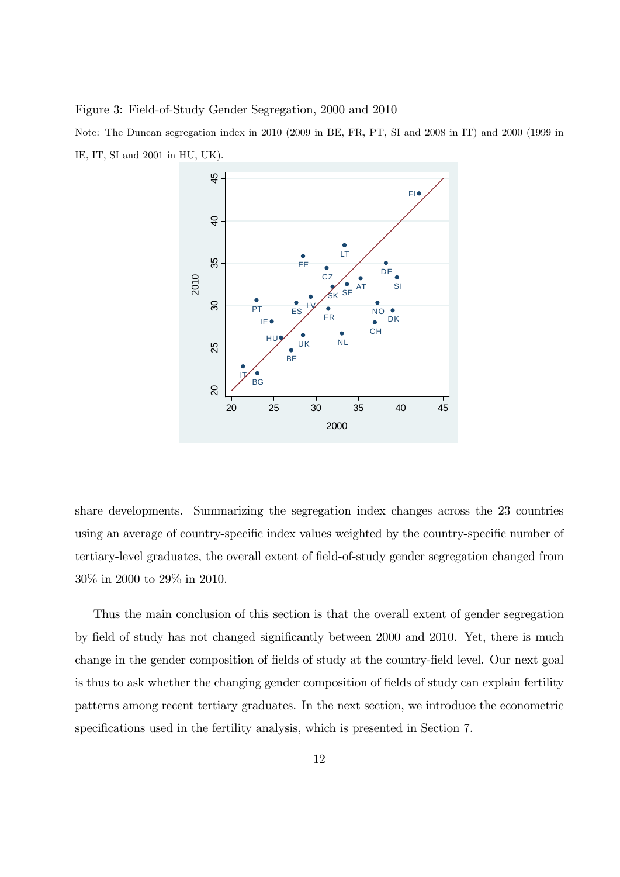Figure 3: Field-of-Study Gender Segregation, 2000 and 2010

Note: The Duncan segregation index in 2010 (2009 in BE, FR, PT, SI and 2008 in IT) and 2000 (1999 in IE, IT, SI and 2001 in HU, UK).

share developments. Summarizing the segregation index changes across the 23 countries using an average of country-specific index values weighted by the country-specific number of tertiary-level graduates, the overall extent of field-of-study gender segregation changed from 30% in 2000 to 29% in 2010.

Thus the main conclusion of this section is that the overall extent of gender segregation by field of study has not changed significantly between 2000 and 2010. Yet, there is much change in the gender composition of fields of study at the country-field level. Our next goal is thus to ask whether the changing gender composition of fields of study can explain fertility patterns among recent tertiary graduates. In the next section, we introduce the econometric specifications used in the fertility analysis, which is presented in Section 7.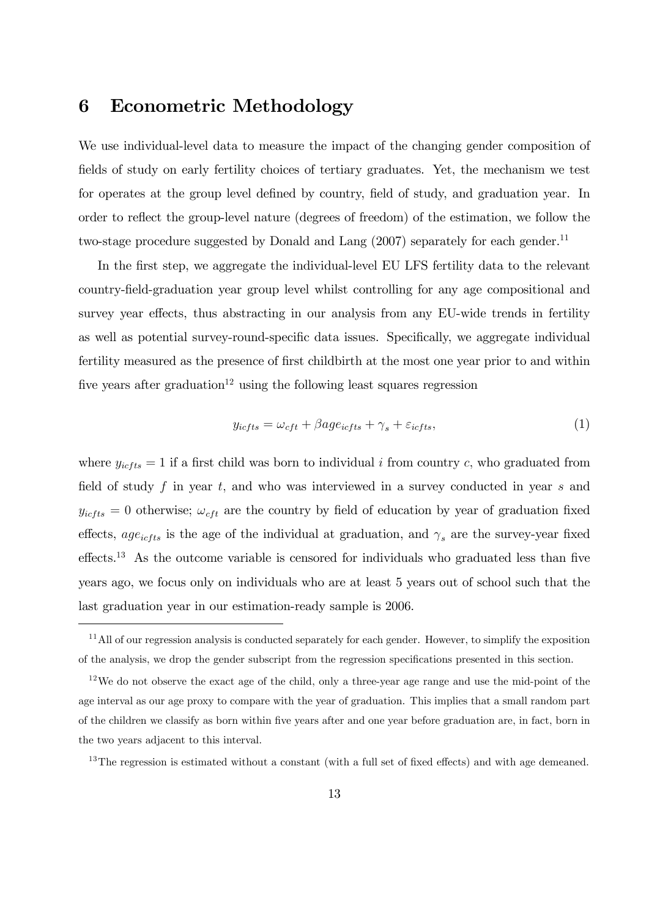## 6 Econometric Methodology

We use individual-level data to measure the impact of the changing gender composition of fields of study on early fertility choices of tertiary graduates. Yet, the mechanism we test for operates at the group level defined by country, field of study, and graduation year. In order to reflect the group-level nature (degrees of freedom) of the estimation, we follow the two-stage procedure suggested by Donald and Lang (2007) separately for each gender.[11]

In the first step, we aggregate the individual-level EU LFS fertility data to the relevant country-field-graduation year group level whilst controlling for any age compositional and survey year effects, thus abstracting in our analysis from any EU-wide trends in fertility as well as potential survey-round-specific data issues. Specifically, we aggregate individual fertility measured as the presence of first childbirth at the most one year prior to and within five years after graduation[12] using the following least squares regression

$$y_{icfts} = \omega_{cft} + \beta age_{icfts} + \gamma_s + \varepsilon_{icfts}, \tag{1}$$

where $y_{icfts} = 1$ if a first child was born to individual $i$ from country $c$, who graduated from field of study $f$ in year $t$, and who was interviewed in a survey conducted in year $s$ and $y_{icfts} = 0$ otherwise; $\omega_{cft}$ are the country by field of education by year of graduation fixed effects, $age_{icfts}$ is the age of the individual at graduation, and $\gamma_s$ are the survey-year fixed effects.[13] As the outcome variable is censored for individuals who graduated less than five years ago, we focus only on individuals who are at least 5 years out of school such that the last graduation year in our estimation-ready sample is 2006.

[11] All of our regression analysis is conducted separately for each gender. However, to simplify the exposition of the analysis, we drop the gender subscript from the regression specifications presented in this section.

[12] We do not observe the exact age of the child, only a three-year age range and use the mid-point of the age interval as our age proxy to compare with the year of graduation. This implies that a small random part of the children we classify as born within five years after and one year before graduation are, in fact, born in the two years adjacent to this interval.

[13] The regression is estimated without a constant (with a full set of fixed effects) and with age demeaned.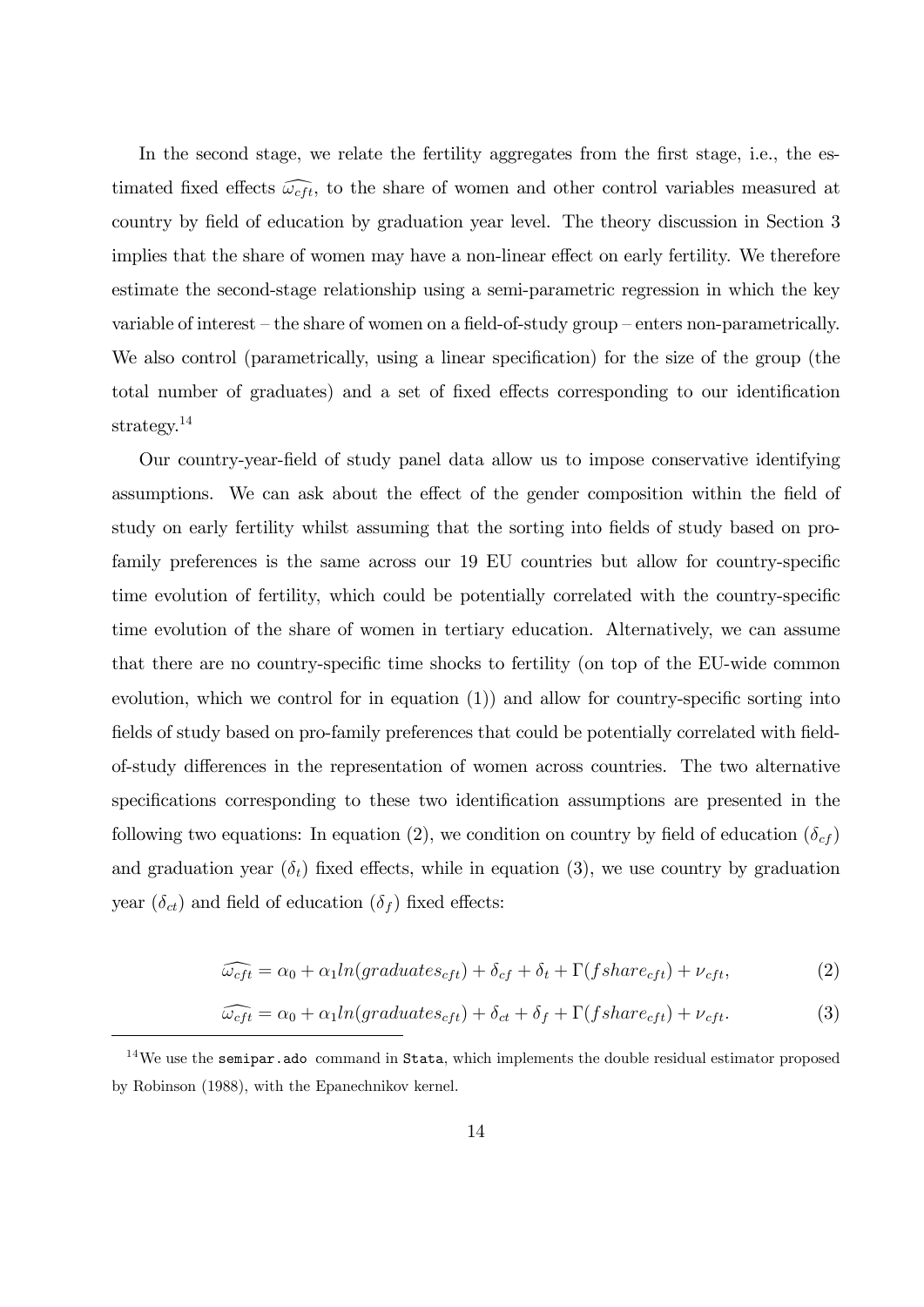In the second stage, we relate the fertility aggregates from the first stage, i.e., the estimated fixed effects $\widehat{\omega_{cft}}$, to the share of women and other control variables measured at country by field of education by graduation year level. The theory discussion in Section 3 implies that the share of women may have a non-linear effect on early fertility. We therefore estimate the second-stage relationship using a semi-parametric regression in which the key variable of interest – the share of women on a field-of-study group – enters non-parametrically. We also control (parametrically, using a linear specification) for the size of the group (the total number of graduates) and a set of fixed effects corresponding to our identification strategy.[14]

Our country-year-field of study panel data allow us to impose conservative identifying assumptions. We can ask about the effect of the gender composition within the field of study on early fertility whilst assuming that the sorting into fields of study based on pro-family preferences is the same across our 19 EU countries but allow for country-specific time evolution of fertility, which could be potentially correlated with the country-specific time evolution of the share of women in tertiary education. Alternatively, we can assume that there are no country-specific time shocks to fertility (on top of the EU-wide common evolution, which we control for in equation (1)) and allow for country-specific sorting into fields of study based on pro-family preferences that could be potentially correlated with field-of-study differences in the representation of women across countries. The two alternative specifications corresponding to these two identification assumptions are presented in the following two equations: In equation (2), we condition on country by field of education ($\delta_{cf}$) and graduation year ($\delta_t$) fixed effects, while in equation (3), we use country by graduation year ($\delta_{ct}$) and field of education ($\delta_f$) fixed effects:

$$\widehat{\omega_{cft}} = \alpha_0 + \alpha_1 ln(graduates_{cft}) + \delta_{cf} + \delta_t + \Gamma(fshare_{cft}) + \nu_{cft}, \tag{2}$$

$$\widehat{\omega_{cft}} = \alpha_0 + \alpha_1 ln(graduates_{cft}) + \delta_{ct} + \delta_f + \Gamma(fshare_{cft}) + \nu_{cft}. \tag{3}$$

[14] We use the `semipar.ado` command in `Stata`, which implements the double residual estimator proposed by Robinson (1988), with the Epanechnikov kernel.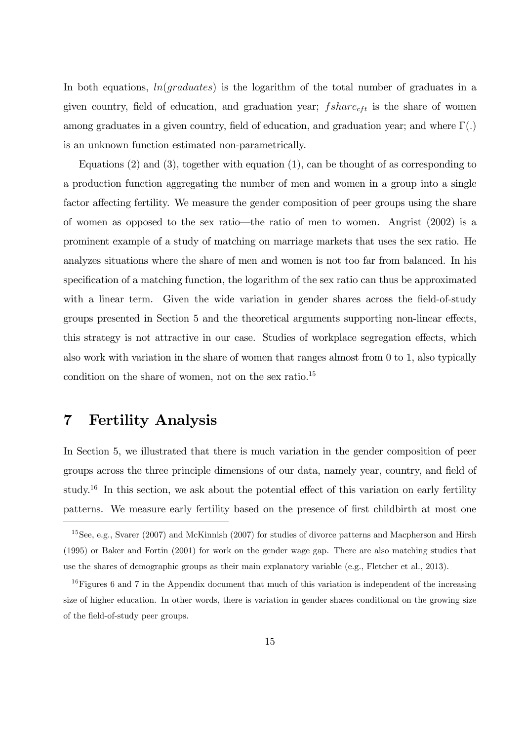In both equations, $ln(graduates)$ is the logarithm of the total number of graduates in a given country, field of education, and graduation year; $fshare_{cft}$ is the share of women among graduates in a given country, field of education, and graduation year; and where $\Gamma(.)$ is an unknown function estimated non-parametrically.

Equations (2) and (3), together with equation (1), can be thought of as corresponding to a production function aggregating the number of men and women in a group into a single factor affecting fertility. We measure the gender composition of peer groups using the share of women as opposed to the sex ratio—the ratio of men to women. Angrist (2002) is a prominent example of a study of matching on marriage markets that uses the sex ratio. He analyzes situations where the share of men and women is not too far from balanced. In his specification of a matching function, the logarithm of the sex ratio can thus be approximated with a linear term. Given the wide variation in gender shares across the field-of-study groups presented in Section 5 and the theoretical arguments supporting non-linear effects, this strategy is not attractive in our case. Studies of workplace segregation effects, which also work with variation in the share of women that ranges almost from 0 to 1, also typically condition on the share of women, not on the sex ratio.[15]

# 7 Fertility Analysis

In Section 5, we illustrated that there is much variation in the gender composition of peer groups across the three principle dimensions of our data, namely year, country, and field of study.[16] In this section, we ask about the potential effect of this variation on early fertility patterns. We measure early fertility based on the presence of first childbirth at most one

[15] See, e.g., Svarer (2007) and McKinnish (2007) for studies of divorce patterns and Macpherson and Hirsh (1995) or Baker and Fortin (2001) for work on the gender wage gap. There are also matching studies that use the shares of demographic groups as their main explanatory variable (e.g., Fletcher et al., 2013).

[16] Figures 6 and 7 in the Appendix document that much of this variation is independent of the increasing size of higher education. In other words, there is variation in gender shares conditional on the growing size of the field-of-study peer groups.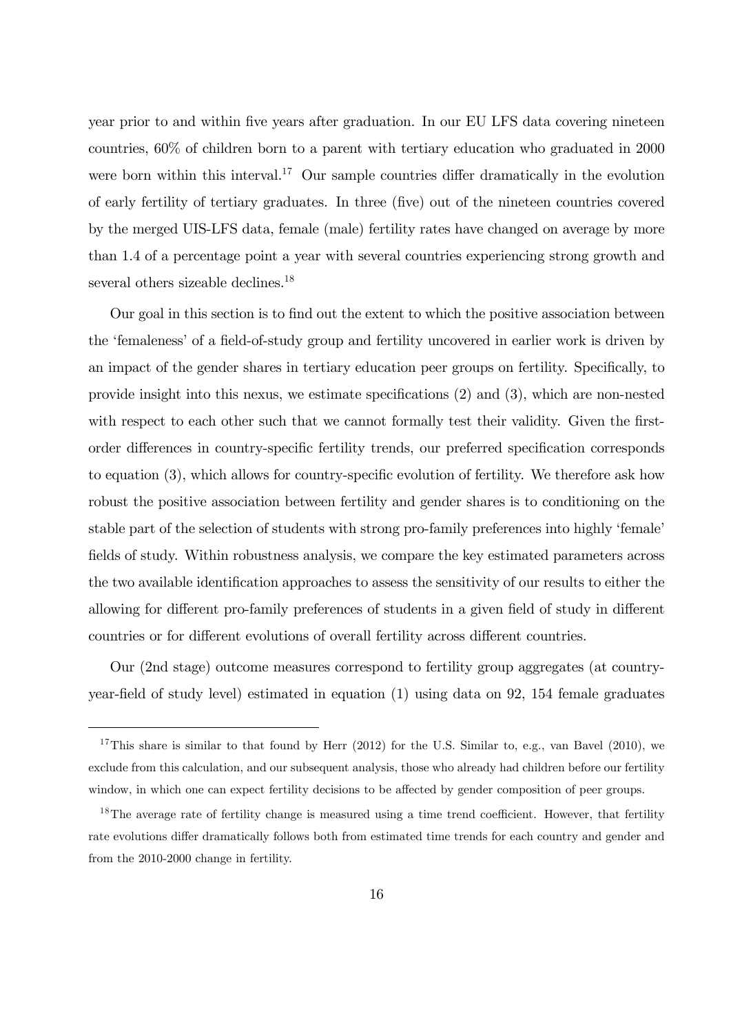year prior to and within five years after graduation. In our EU LFS data covering nineteen countries, 60% of children born to a parent with tertiary education who graduated in 2000 were born within this interval.[17] Our sample countries differ dramatically in the evolution of early fertility of tertiary graduates. In three (five) out of the nineteen countries covered by the merged UIS-LFS data, female (male) fertility rates have changed on average by more than 1.4 of a percentage point a year with several countries experiencing strong growth and several others sizeable declines.[18]

Our goal in this section is to find out the extent to which the positive association between the 'femaleness' of a field-of-study group and fertility uncovered in earlier work is driven by an impact of the gender shares in tertiary education peer groups on fertility. Specifically, to provide insight into this nexus, we estimate specifications (2) and (3), which are non-nested with respect to each other such that we cannot formally test their validity. Given the first-order differences in country-specific fertility trends, our preferred specification corresponds to equation (3), which allows for country-specific evolution of fertility. We therefore ask how robust the positive association between fertility and gender shares is to conditioning on the stable part of the selection of students with strong pro-family preferences into highly 'female' fields of study. Within robustness analysis, we compare the key estimated parameters across the two available identification approaches to assess the sensitivity of our results to either the allowing for different pro-family preferences of students in a given field of study in different countries or for different evolutions of overall fertility across different countries.

Our (2nd stage) outcome measures correspond to fertility group aggregates (at country-year-field of study level) estimated in equation (1) using data on 92, 154 female graduates

---

[17] This share is similar to that found by Herr (2012) for the U.S. Similar to, e.g., van Bavel (2010), we exclude from this calculation, and our subsequent analysis, those who already had children before our fertility window, in which one can expect fertility decisions to be affected by gender composition of peer groups.

[18] The average rate of fertility change is measured using a time trend coefficient. However, that fertility rate evolutions differ dramatically follows both from estimated time trends for each country and gender and from the 2010-2000 change in fertility.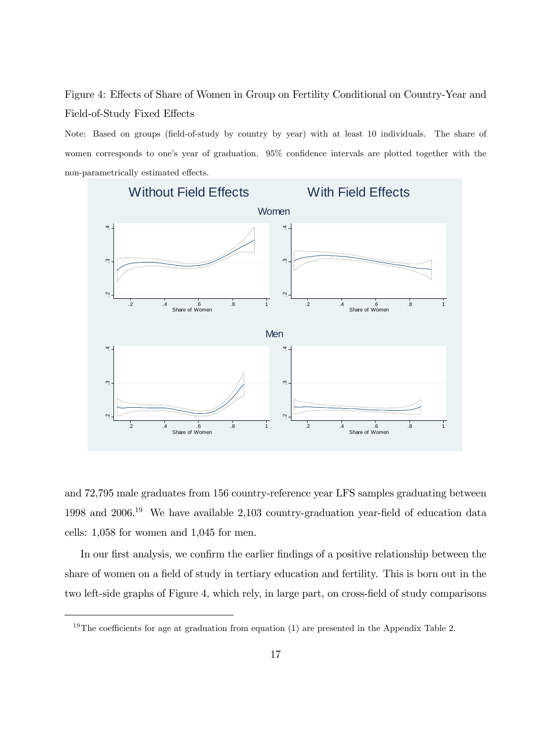Figure 4: Effects of Share of Women in Group on Fertility Conditional on Country-Year and Field-of-Study Fixed Effects

Note: Based on groups (field-of-study by country by year) with at least 10 individuals. The share of women corresponds to one's year of graduation. 95% confidence intervals are plotted together with the non-parametrically estimated effects.

and 72,795 male graduates from 156 country-reference year LFS samples graduating between 1998 and 2006.[19] We have available 2,103 country-graduation year-field of education data cells: 1,058 for women and 1,045 for men.

In our first analysis, we confirm the earlier findings of a positive relationship between the share of women on a field of study in tertiary education and fertility. This is born out in the two left-side graphs of Figure 4, which rely, in large part, on cross-field of study comparisons

[19]The coefficients for age at graduation from equation (1) are presented in the Appendix Table 2.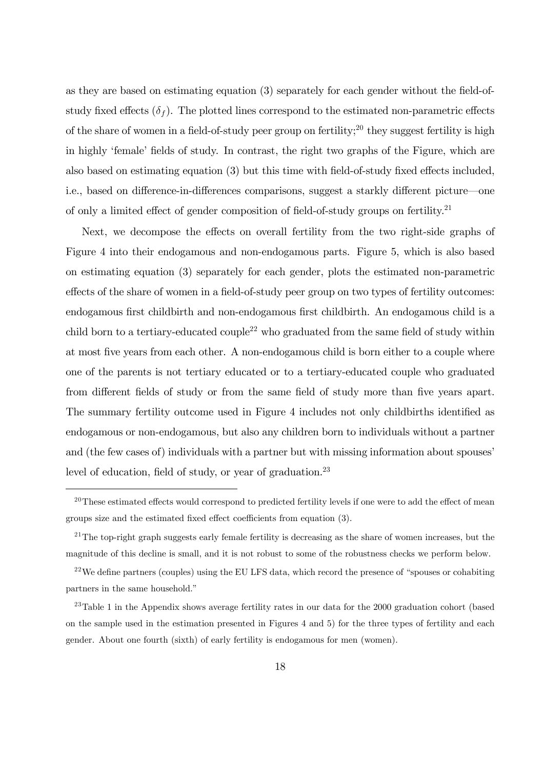as they are based on estimating equation (3) separately for each gender without the field-of-study fixed effects ($\delta_f$). The plotted lines correspond to the estimated non-parametric effects of the share of women in a field-of-study peer group on fertility;[20] they suggest fertility is high in highly 'female' fields of study. In contrast, the right two graphs of the Figure, which are also based on estimating equation (3) but this time with field-of-study fixed effects included, i.e., based on difference-in-differences comparisons, suggest a starkly different picture—one of only a limited effect of gender composition of field-of-study groups on fertility.[21]

Next, we decompose the effects on overall fertility from the two right-side graphs of Figure 4 into their endogamous and non-endogamous parts. Figure 5, which is also based on estimating equation (3) separately for each gender, plots the estimated non-parametric effects of the share of women in a field-of-study peer group on two types of fertility outcomes: endogamous first childbirth and non-endogamous first childbirth. An endogamous child is a child born to a tertiary-educated couple[22] who graduated from the same field of study within at most five years from each other. A non-endogamous child is born either to a couple where one of the parents is not tertiary educated or to a tertiary-educated couple who graduated from different fields of study or from the same field of study more than five years apart. The summary fertility outcome used in Figure 4 includes not only childbirths identified as endogamous or non-endogamous, but also any children born to individuals without a partner and (the few cases of) individuals with a partner but with missing information about spouses' level of education, field of study, or year of graduation.[23]

---

[20] These estimated effects would correspond to predicted fertility levels if one were to add the effect of mean groups size and the estimated fixed effect coefficients from equation (3).

[21] The top-right graph suggests early female fertility is decreasing as the share of women increases, but the magnitude of this decline is small, and it is not robust to some of the robustness checks we perform below.

[22] We define partners (couples) using the EU LFS data, which record the presence of "spouses or cohabiting partners in the same household."

[23] Table 1 in the Appendix shows average fertility rates in our data for the 2000 graduation cohort (based on the sample used in the estimation presented in Figures 4 and 5) for the three types of fertility and each gender. About one fourth (sixth) of early fertility is endogamous for men (women).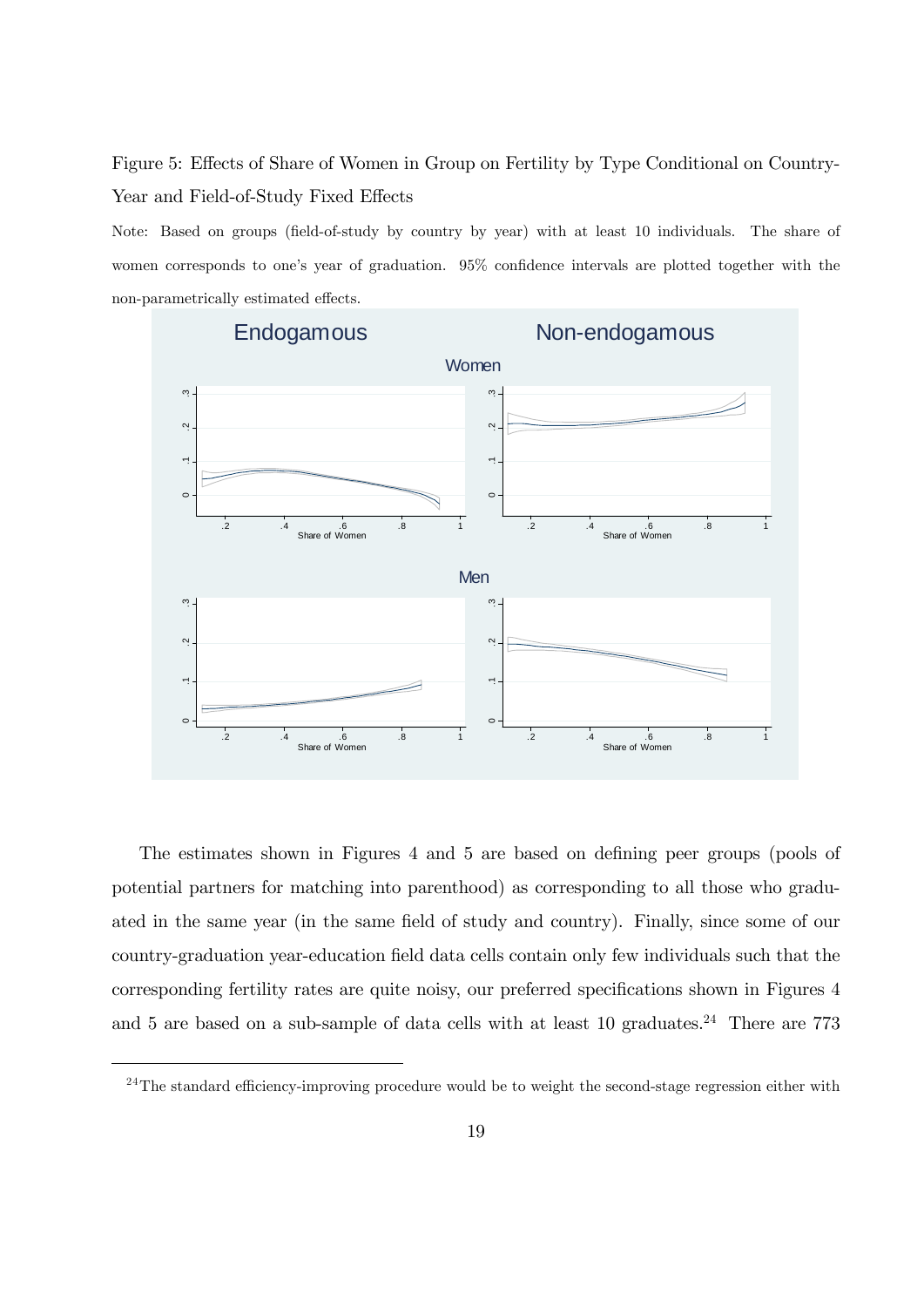Figure 5: Effects of Share of Women in Group on Fertility by Type Conditional on Country-Year and Field-of-Study Fixed Effects

Note: Based on groups (field-of-study by country by year) with at least 10 individuals. The share of women corresponds to one's year of graduation. 95% confidence intervals are plotted together with the non-parametrically estimated effects.

The estimates shown in Figures 4 and 5 are based on defining peer groups (pools of potential partners for matching into parenthood) as corresponding to all those who graduated in the same year (in the same field of study and country). Finally, since some of our country-graduation year-education field data cells contain only few individuals such that the corresponding fertility rates are quite noisy, our preferred specifications shown in Figures 4 and 5 are based on a sub-sample of data cells with at least 10 graduates.[24] There are 773

[24]The standard efficiency-improving procedure would be to weight the second-stage regression either with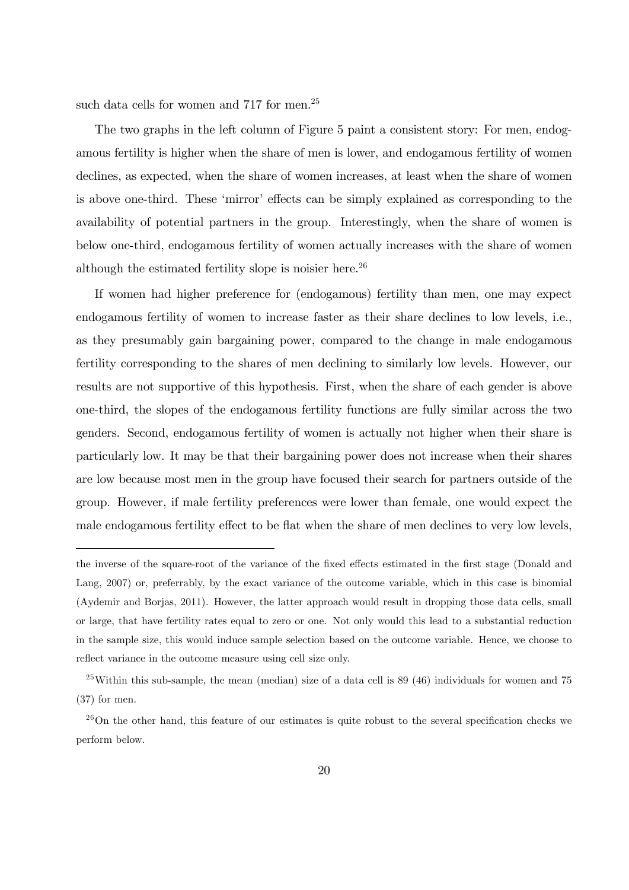such data cells for women and 717 for men.[25]

The two graphs in the left column of Figure 5 paint a consistent story: For men, endogamous fertility is higher when the share of men is lower, and endogamous fertility of women declines, as expected, when the share of women increases, at least when the share of women is above one-third. These 'mirror' effects can be simply explained as corresponding to the availability of potential partners in the group. Interestingly, when the share of women is below one-third, endogamous fertility of women actually increases with the share of women although the estimated fertility slope is noisier here.[26]

If women had higher preference for (endogamous) fertility than men, one may expect endogamous fertility of women to increase faster as their share declines to low levels, i.e., as they presumably gain bargaining power, compared to the change in male endogamous fertility corresponding to the shares of men declining to similarly low levels. However, our results are not supportive of this hypothesis. First, when the share of each gender is above one-third, the slopes of the endogamous fertility functions are fully similar across the two genders. Second, endogamous fertility of women is actually not higher when their share is particularly low. It may be that their bargaining power does not increase when their shares are low because most men in the group have focused their search for partners outside of the group. However, if male fertility preferences were lower than female, one would expect the male endogamous fertility effect to be flat when the share of men declines to very low levels,

---

the inverse of the square-root of the variance of the fixed effects estimated in the first stage (Donald and Lang, 2007) or, preferrably, by the exact variance of the outcome variable, which in this case is binomial (Aydemir and Borjas, 2011). However, the latter approach would result in dropping those data cells, small or large, that have fertility rates equal to zero or one. Not only would this lead to a substantial reduction in the sample size, this would induce sample selection based on the outcome variable. Hence, we choose to reflect variance in the outcome measure using cell size only.

[25] Within this sub-sample, the mean (median) size of a data cell is 89 (46) individuals for women and 75 (37) for men.

[26] On the other hand, this feature of our estimates is quite robust to the several specification checks we perform below.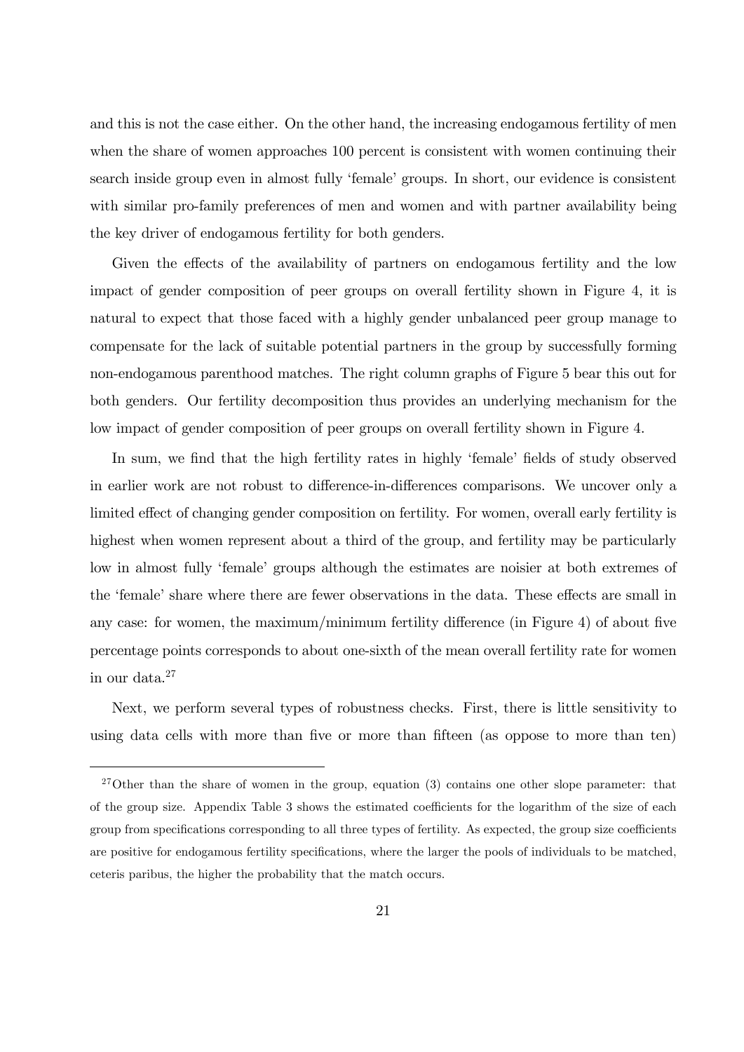and this is not the case either. On the other hand, the increasing endogamous fertility of men when the share of women approaches 100 percent is consistent with women continuing their search inside group even in almost fully 'female' groups. In short, our evidence is consistent with similar pro-family preferences of men and women and with partner availability being the key driver of endogamous fertility for both genders.

Given the effects of the availability of partners on endogamous fertility and the low impact of gender composition of peer groups on overall fertility shown in Figure 4, it is natural to expect that those faced with a highly gender unbalanced peer group manage to compensate for the lack of suitable potential partners in the group by successfully forming non-endogamous parenthood matches. The right column graphs of Figure 5 bear this out for both genders. Our fertility decomposition thus provides an underlying mechanism for the low impact of gender composition of peer groups on overall fertility shown in Figure 4.

In sum, we find that the high fertility rates in highly 'female' fields of study observed in earlier work are not robust to difference-in-differences comparisons. We uncover only a limited effect of changing gender composition on fertility. For women, overall early fertility is highest when women represent about a third of the group, and fertility may be particularly low in almost fully 'female' groups although the estimates are noisier at both extremes of the 'female' share where there are fewer observations in the data. These effects are small in any case: for women, the maximum/minimum fertility difference (in Figure 4) of about five percentage points corresponds to about one-sixth of the mean overall fertility rate for women in our data.[27]

Next, we perform several types of robustness checks. First, there is little sensitivity to using data cells with more than five or more than fifteen (as oppose to more than ten)

[27]Other than the share of women in the group, equation (3) contains one other slope parameter: that of the group size. Appendix Table 3 shows the estimated coefficients for the logarithm of the size of each group from specifications corresponding to all three types of fertility. As expected, the group size coefficients are positive for endogamous fertility specifications, where the larger the pools of individuals to be matched, ceteris paribus, the higher the probability that the match occurs.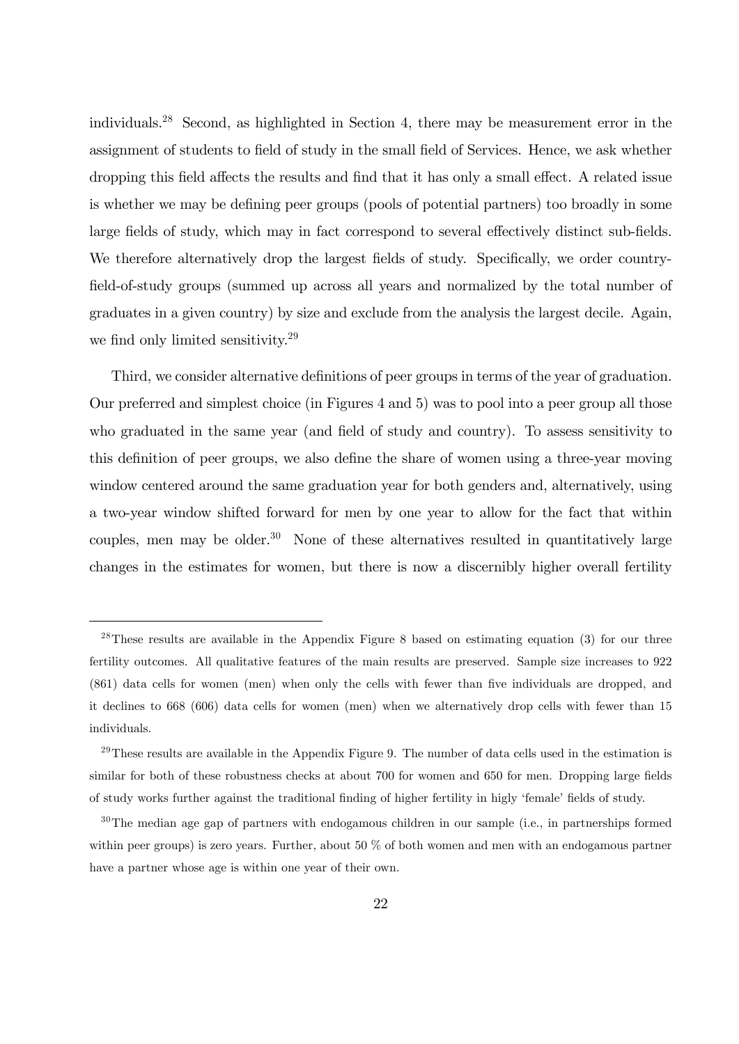individuals.[28] Second, as highlighted in Section 4, there may be measurement error in the assignment of students to field of study in the small field of Services. Hence, we ask whether dropping this field affects the results and find that it has only a small effect. A related issue is whether we may be defining peer groups (pools of potential partners) too broadly in some large fields of study, which may in fact correspond to several effectively distinct sub-fields. We therefore alternatively drop the largest fields of study. Specifically, we order country-field-of-study groups (summed up across all years and normalized by the total number of graduates in a given country) by size and exclude from the analysis the largest decile. Again, we find only limited sensitivity.[29]

Third, we consider alternative definitions of peer groups in terms of the year of graduation. Our preferred and simplest choice (in Figures 4 and 5) was to pool into a peer group all those who graduated in the same year (and field of study and country). To assess sensitivity to this definition of peer groups, we also define the share of women using a three-year moving window centered around the same graduation year for both genders and, alternatively, using a two-year window shifted forward for men by one year to allow for the fact that within couples, men may be older.[30] None of these alternatives resulted in quantitatively large changes in the estimates for women, but there is now a discernibly higher overall fertility

---

[28] These results are available in the Appendix Figure 8 based on estimating equation (3) for our three fertility outcomes. All qualitative features of the main results are preserved. Sample size increases to 922 (861) data cells for women (men) when only the cells with fewer than five individuals are dropped, and it declines to 668 (606) data cells for women (men) when we alternatively drop cells with fewer than 15 individuals.

[29] These results are available in the Appendix Figure 9. The number of data cells used in the estimation is similar for both of these robustness checks at about 700 for women and 650 for men. Dropping large fields of study works further against the traditional finding of higher fertility in higly 'female' fields of study.

[30] The median age gap of partners with endogamous children in our sample (i.e., in partnerships formed within peer groups) is zero years. Further, about 50 % of both women and men with an endogamous partner have a partner whose age is within one year of their own.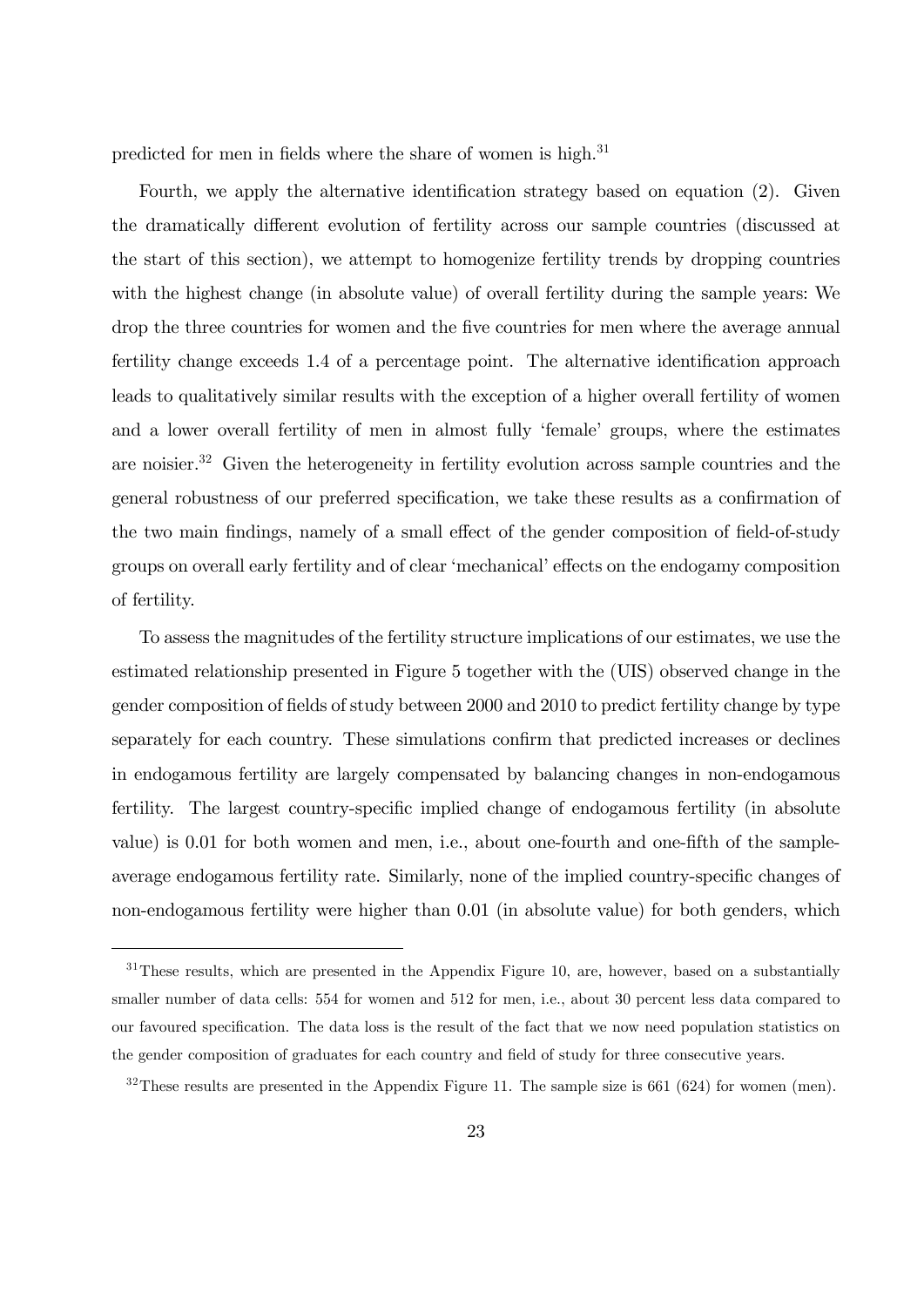predicted for men in fields where the share of women is high.[31]

Fourth, we apply the alternative identification strategy based on equation (2). Given the dramatically different evolution of fertility across our sample countries (discussed at the start of this section), we attempt to homogenize fertility trends by dropping countries with the highest change (in absolute value) of overall fertility during the sample years: We drop the three countries for women and the five countries for men where the average annual fertility change exceeds 1.4 of a percentage point. The alternative identification approach leads to qualitatively similar results with the exception of a higher overall fertility of women and a lower overall fertility of men in almost fully 'female' groups, where the estimates are noisier.[32] Given the heterogeneity in fertility evolution across sample countries and the general robustness of our preferred specification, we take these results as a confirmation of the two main findings, namely of a small effect of the gender composition of field-of-study groups on overall early fertility and of clear 'mechanical' effects on the endogamy composition of fertility.

To assess the magnitudes of the fertility structure implications of our estimates, we use the estimated relationship presented in Figure 5 together with the (UIS) observed change in the gender composition of fields of study between 2000 and 2010 to predict fertility change by type separately for each country. These simulations confirm that predicted increases or declines in endogamous fertility are largely compensated by balancing changes in non-endogamous fertility. The largest country-specific implied change of endogamous fertility (in absolute value) is 0.01 for both women and men, i.e., about one-fourth and one-fifth of the sample-average endogamous fertility rate. Similarly, none of the implied country-specific changes of non-endogamous fertility were higher than 0.01 (in absolute value) for both genders, which

[31] These results, which are presented in the Appendix Figure 10, are, however, based on a substantially smaller number of data cells: 554 for women and 512 for men, i.e., about 30 percent less data compared to our favoured specification. The data loss is the result of the fact that we now need population statistics on the gender composition of graduates for each country and field of study for three consecutive years.

[32] These results are presented in the Appendix Figure 11. The sample size is 661 (624) for women (men).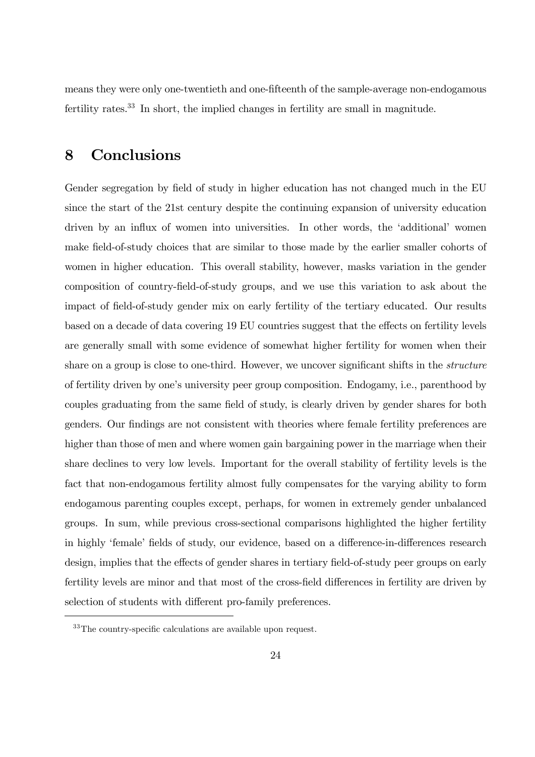means they were only one-twentieth and one-fifteenth of the sample-average non-endogamous fertility rates.[33] In short, the implied changes in fertility are small in magnitude.

# 8 Conclusions

Gender segregation by field of study in higher education has not changed much in the EU since the start of the 21st century despite the continuing expansion of university education driven by an influx of women into universities. In other words, the 'additional' women make field-of-study choices that are similar to those made by the earlier smaller cohorts of women in higher education. This overall stability, however, masks variation in the gender composition of country-field-of-study groups, and we use this variation to ask about the impact of field-of-study gender mix on early fertility of the tertiary educated. Our results based on a decade of data covering 19 EU countries suggest that the effects on fertility levels are generally small with some evidence of somewhat higher fertility for women when their share on a group is close to one-third. However, we uncover significant shifts in the *structure* of fertility driven by one's university peer group composition. Endogamy, i.e., parenthood by couples graduating from the same field of study, is clearly driven by gender shares for both genders. Our findings are not consistent with theories where female fertility preferences are higher than those of men and where women gain bargaining power in the marriage when their share declines to very low levels. Important for the overall stability of fertility levels is the fact that non-endogamous fertility almost fully compensates for the varying ability to form endogamous parenting couples except, perhaps, for women in extremely gender unbalanced groups. In sum, while previous cross-sectional comparisons highlighted the higher fertility in highly 'female' fields of study, our evidence, based on a difference-in-differences research design, implies that the effects of gender shares in tertiary field-of-study peer groups on early fertility levels are minor and that most of the cross-field differences in fertility are driven by selection of students with different pro-family preferences.

[33] The country-specific calculations are available upon request.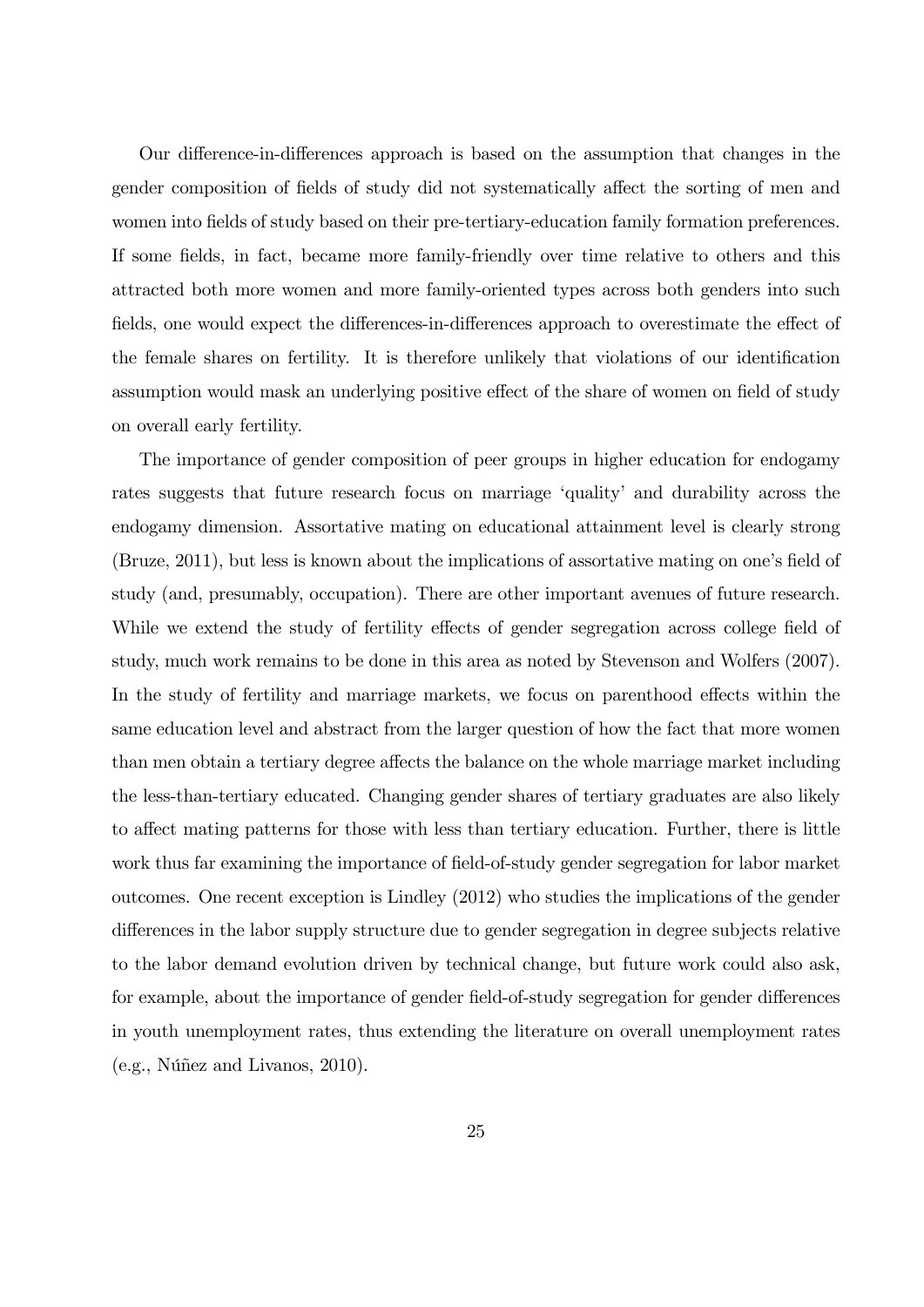Our difference-in-differences approach is based on the assumption that changes in the gender composition of fields of study did not systematically affect the sorting of men and women into fields of study based on their pre-tertiary-education family formation preferences. If some fields, in fact, became more family-friendly over time relative to others and this attracted both more women and more family-oriented types across both genders into such fields, one would expect the differences-in-differences approach to overestimate the effect of the female shares on fertility. It is therefore unlikely that violations of our identification assumption would mask an underlying positive effect of the share of women on field of study on overall early fertility.

The importance of gender composition of peer groups in higher education for endogamy rates suggests that future research focus on marriage 'quality' and durability across the endogamy dimension. Assortative mating on educational attainment level is clearly strong (Bruze, 2011), but less is known about the implications of assortative mating on one's field of study (and, presumably, occupation). There are other important avenues of future research. While we extend the study of fertility effects of gender segregation across college field of study, much work remains to be done in this area as noted by Stevenson and Wolfers (2007). In the study of fertility and marriage markets, we focus on parenthood effects within the same education level and abstract from the larger question of how the fact that more women than men obtain a tertiary degree affects the balance on the whole marriage market including the less-than-tertiary educated. Changing gender shares of tertiary graduates are also likely to affect mating patterns for those with less than tertiary education. Further, there is little work thus far examining the importance of field-of-study gender segregation for labor market outcomes. One recent exception is Lindley (2012) who studies the implications of the gender differences in the labor supply structure due to gender segregation in degree subjects relative to the labor demand evolution driven by technical change, but future work could also ask, for example, about the importance of gender field-of-study segregation for gender differences in youth unemployment rates, thus extending the literature on overall unemployment rates (e.g., Núñez and Livanos, 2010).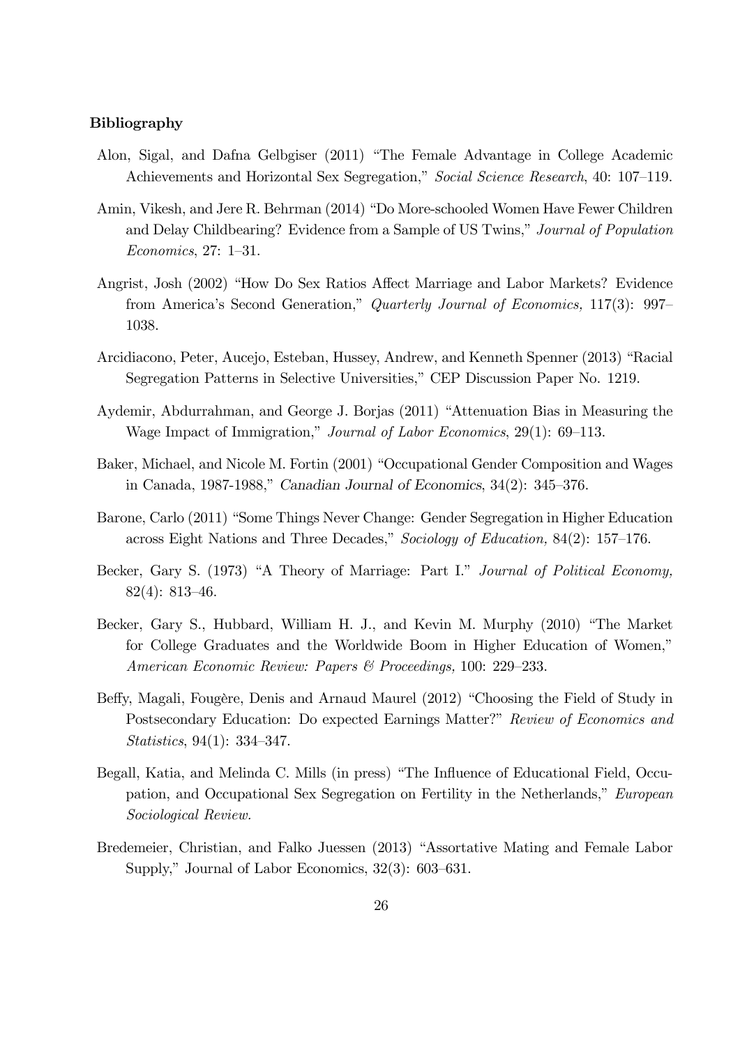### Bibliography

Alon, Sigal, and Dafna Gelbgiser (2011) "The Female Advantage in College Academic Achievements and Horizontal Sex Segregation," *Social Science Research*, 40: 107–119.

Amin, Vikesh, and Jere R. Behrman (2014) "Do More-schooled Women Have Fewer Children and Delay Childbearing? Evidence from a Sample of US Twins," *Journal of Population Economics*, 27: 1–31.

Angrist, Josh (2002) "How Do Sex Ratios Affect Marriage and Labor Markets? Evidence from America's Second Generation," *Quarterly Journal of Economics,* 117(3): 997–1038.

Arcidiacono, Peter, Aucejo, Esteban, Hussey, Andrew, and Kenneth Spenner (2013) "Racial Segregation Patterns in Selective Universities," CEP Discussion Paper No. 1219.

Aydemir, Abdurrahman, and George J. Borjas (2011) "Attenuation Bias in Measuring the Wage Impact of Immigration," *Journal of Labor Economics*, 29(1): 69–113.

Baker, Michael, and Nicole M. Fortin (2001) "Occupational Gender Composition and Wages in Canada, 1987-1988," *Canadian Journal of Economics*, 34(2): 345–376.

Barone, Carlo (2011) "Some Things Never Change: Gender Segregation in Higher Education across Eight Nations and Three Decades," *Sociology of Education,* 84(2): 157–176.

Becker, Gary S. (1973) "A Theory of Marriage: Part I." *Journal of Political Economy,* 82(4): 813–46.

Becker, Gary S., Hubbard, William H. J., and Kevin M. Murphy (2010) "The Market for College Graduates and the Worldwide Boom in Higher Education of Women," *American Economic Review: Papers & Proceedings,* 100: 229–233.

Beffy, Magali, Fougère, Denis and Arnaud Maurel (2012) "Choosing the Field of Study in Postsecondary Education: Do expected Earnings Matter?" *Review of Economics and Statistics*, 94(1): 334–347.

Begall, Katia, and Melinda C. Mills (in press) "The Influence of Educational Field, Occupation, and Occupational Sex Segregation on Fertility in the Netherlands," *European Sociological Review.*

Bredemeier, Christian, and Falko Juessen (2013) "Assortative Mating and Female Labor Supply," Journal of Labor Economics, 32(3): 603–631.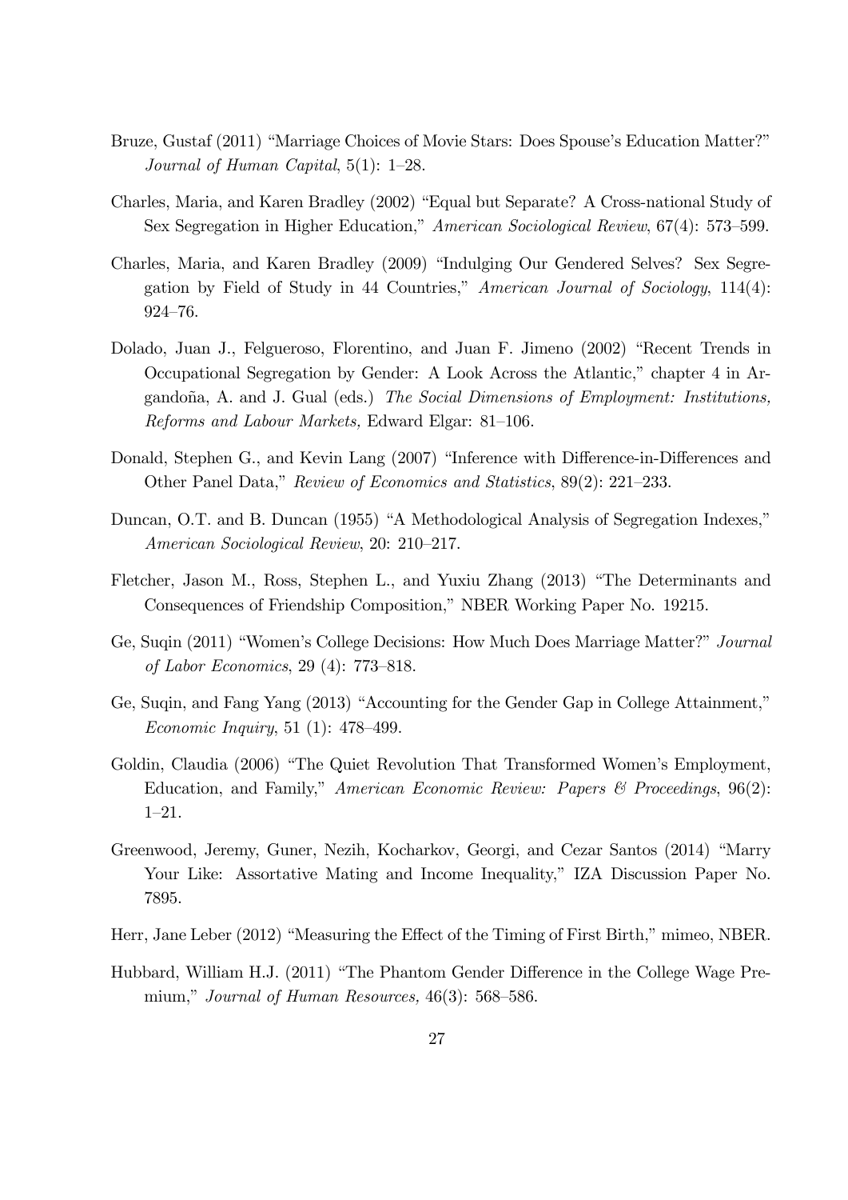Bruze, Gustaf (2011) "Marriage Choices of Movie Stars: Does Spouse's Education Matter?" *Journal of Human Capital*, 5(1): 1–28.

Charles, Maria, and Karen Bradley (2002) "Equal but Separate? A Cross-national Study of Sex Segregation in Higher Education," *American Sociological Review*, 67(4): 573–599.

Charles, Maria, and Karen Bradley (2009) "Indulging Our Gendered Selves? Sex Segregation by Field of Study in 44 Countries," *American Journal of Sociology*, 114(4): 924–76.

Dolado, Juan J., Felgueroso, Florentino, and Juan F. Jimeno (2002) "Recent Trends in Occupational Segregation by Gender: A Look Across the Atlantic," chapter 4 in Argandoña, A. and J. Gual (eds.) *The Social Dimensions of Employment: Institutions, Reforms and Labour Markets,* Edward Elgar: 81–106.

Donald, Stephen G., and Kevin Lang (2007) "Inference with Difference-in-Differences and Other Panel Data," *Review of Economics and Statistics*, 89(2): 221–233.

Duncan, O.T. and B. Duncan (1955) "A Methodological Analysis of Segregation Indexes," *American Sociological Review*, 20: 210–217.

Fletcher, Jason M., Ross, Stephen L., and Yuxiu Zhang (2013) "The Determinants and Consequences of Friendship Composition," NBER Working Paper No. 19215.

Ge, Suqin (2011) "Women's College Decisions: How Much Does Marriage Matter?" *Journal of Labor Economics*, 29 (4): 773–818.

Ge, Suqin, and Fang Yang (2013) "Accounting for the Gender Gap in College Attainment," *Economic Inquiry*, 51 (1): 478–499.

Goldin, Claudia (2006) "The Quiet Revolution That Transformed Women's Employment, Education, and Family," *American Economic Review: Papers & Proceedings*, 96(2): 1–21.

Greenwood, Jeremy, Guner, Nezih, Kocharkov, Georgi, and Cezar Santos (2014) "Marry Your Like: Assortative Mating and Income Inequality," IZA Discussion Paper No. 7895.

Herr, Jane Leber (2012) "Measuring the Effect of the Timing of First Birth," mimeo, NBER.

Hubbard, William H.J. (2011) "The Phantom Gender Difference in the College Wage Premium," *Journal of Human Resources,* 46(3): 568–586.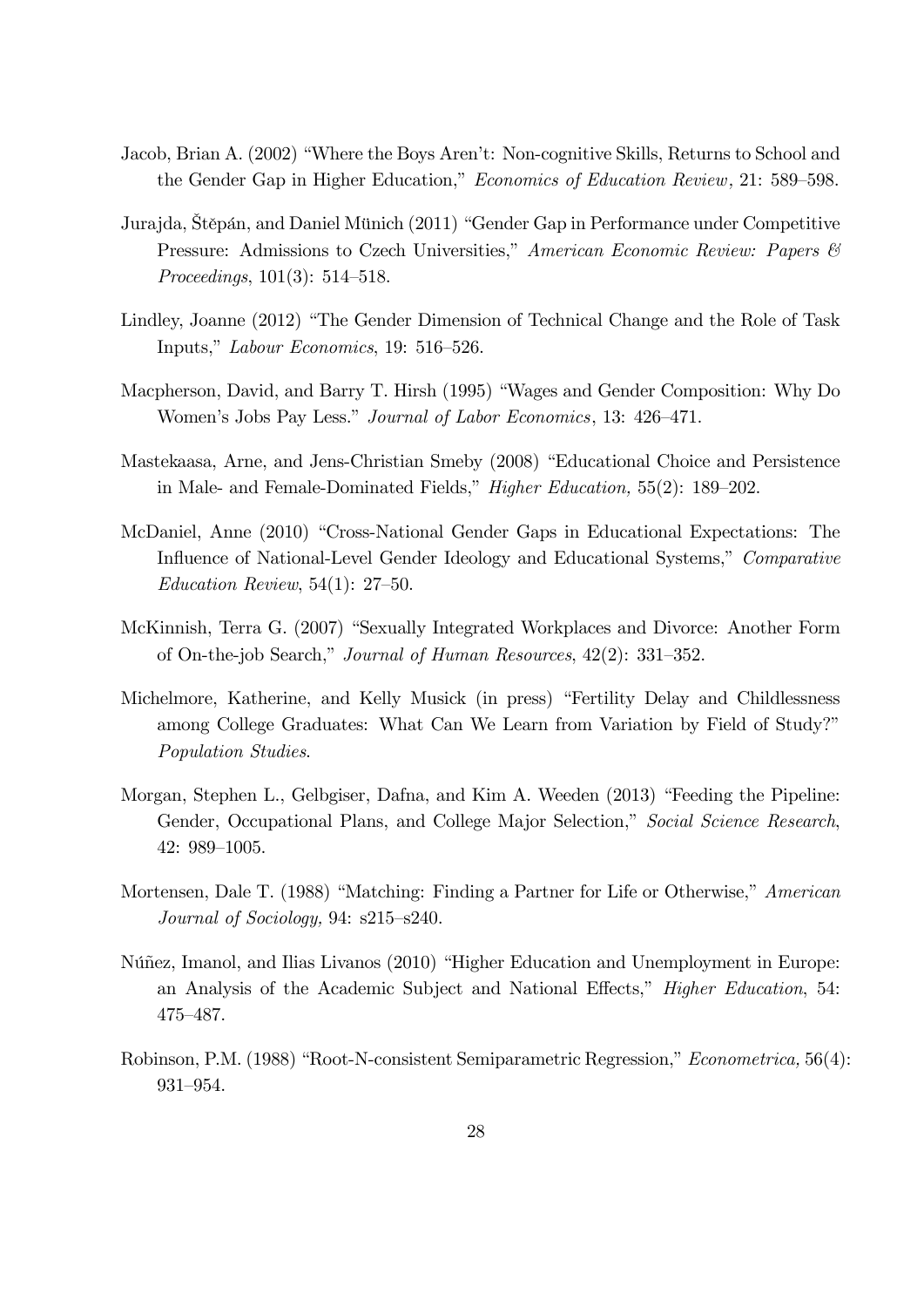Jacob, Brian A. (2002) "Where the Boys Aren't: Non-cognitive Skills, Returns to School and the Gender Gap in Higher Education," *Economics of Education Review*, 21: 589–598.

Jurajda, Štěpán, and Daniel Münich (2011) "Gender Gap in Performance under Competitive Pressure: Admissions to Czech Universities," *American Economic Review: Papers & Proceedings*, 101(3): 514–518.

Lindley, Joanne (2012) "The Gender Dimension of Technical Change and the Role of Task Inputs," *Labour Economics*, 19: 516–526.

Macpherson, David, and Barry T. Hirsh (1995) "Wages and Gender Composition: Why Do Women's Jobs Pay Less." *Journal of Labor Economics*, 13: 426–471.

Mastekaasa, Arne, and Jens-Christian Smeby (2008) "Educational Choice and Persistence in Male- and Female-Dominated Fields," *Higher Education,* 55(2): 189–202.

McDaniel, Anne (2010) "Cross-National Gender Gaps in Educational Expectations: The Influence of National-Level Gender Ideology and Educational Systems," *Comparative Education Review*, 54(1): 27–50.

McKinnish, Terra G. (2007) "Sexually Integrated Workplaces and Divorce: Another Form of On-the-job Search," *Journal of Human Resources*, 42(2): 331–352.

Michelmore, Katherine, and Kelly Musick (in press) "Fertility Delay and Childlessness among College Graduates: What Can We Learn from Variation by Field of Study?" *Population Studies*.

Morgan, Stephen L., Gelbgiser, Dafna, and Kim A. Weeden (2013) "Feeding the Pipeline: Gender, Occupational Plans, and College Major Selection," *Social Science Research*, 42: 989–1005.

Mortensen, Dale T. (1988) "Matching: Finding a Partner for Life or Otherwise," *American Journal of Sociology,* 94: s215–s240.

Núñez, Imanol, and Ilias Livanos (2010) "Higher Education and Unemployment in Europe: an Analysis of the Academic Subject and National Effects," *Higher Education*, 54: 475–487.

Robinson, P.M. (1988) "Root-N-consistent Semiparametric Regression," *Econometrica,* 56(4): 931–954.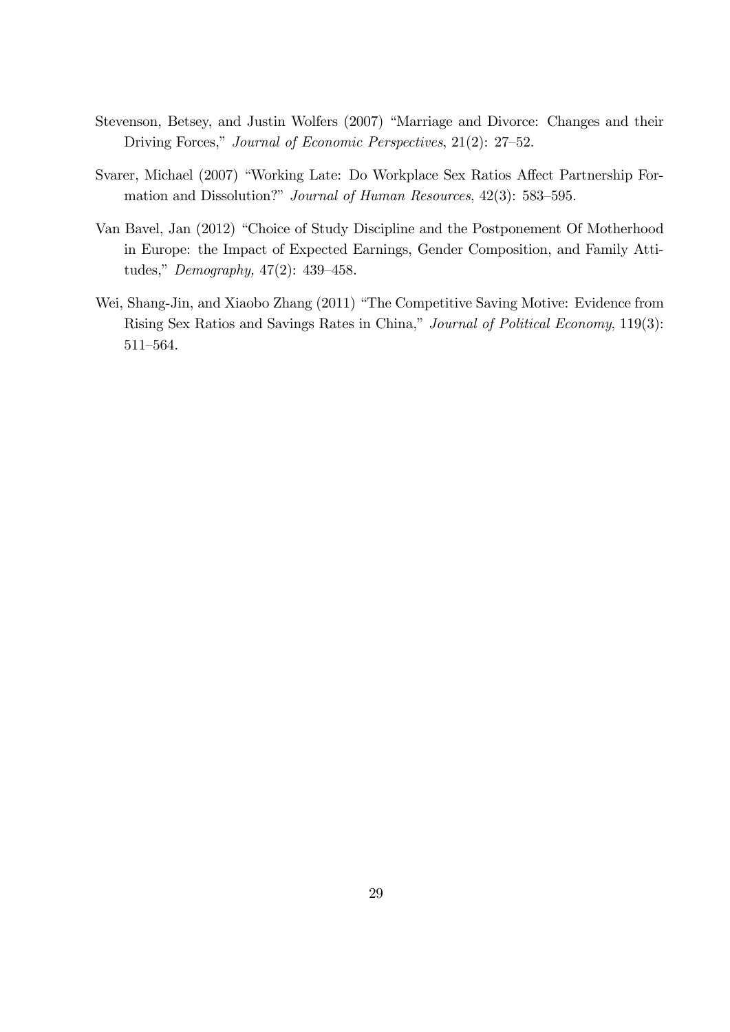Stevenson, Betsey, and Justin Wolfers (2007) "Marriage and Divorce: Changes and their Driving Forces," *Journal of Economic Perspectives*, 21(2): 27–52.

Svarer, Michael (2007) "Working Late: Do Workplace Sex Ratios Affect Partnership Formation and Dissolution?" *Journal of Human Resources*, 42(3): 583–595.

Van Bavel, Jan (2012) "Choice of Study Discipline and the Postponement Of Motherhood in Europe: the Impact of Expected Earnings, Gender Composition, and Family Attitudes," *Demography,* 47(2): 439–458.

Wei, Shang-Jin, and Xiaobo Zhang (2011) "The Competitive Saving Motive: Evidence from Rising Sex Ratios and Savings Rates in China," *Journal of Political Economy*, 119(3): 511–564.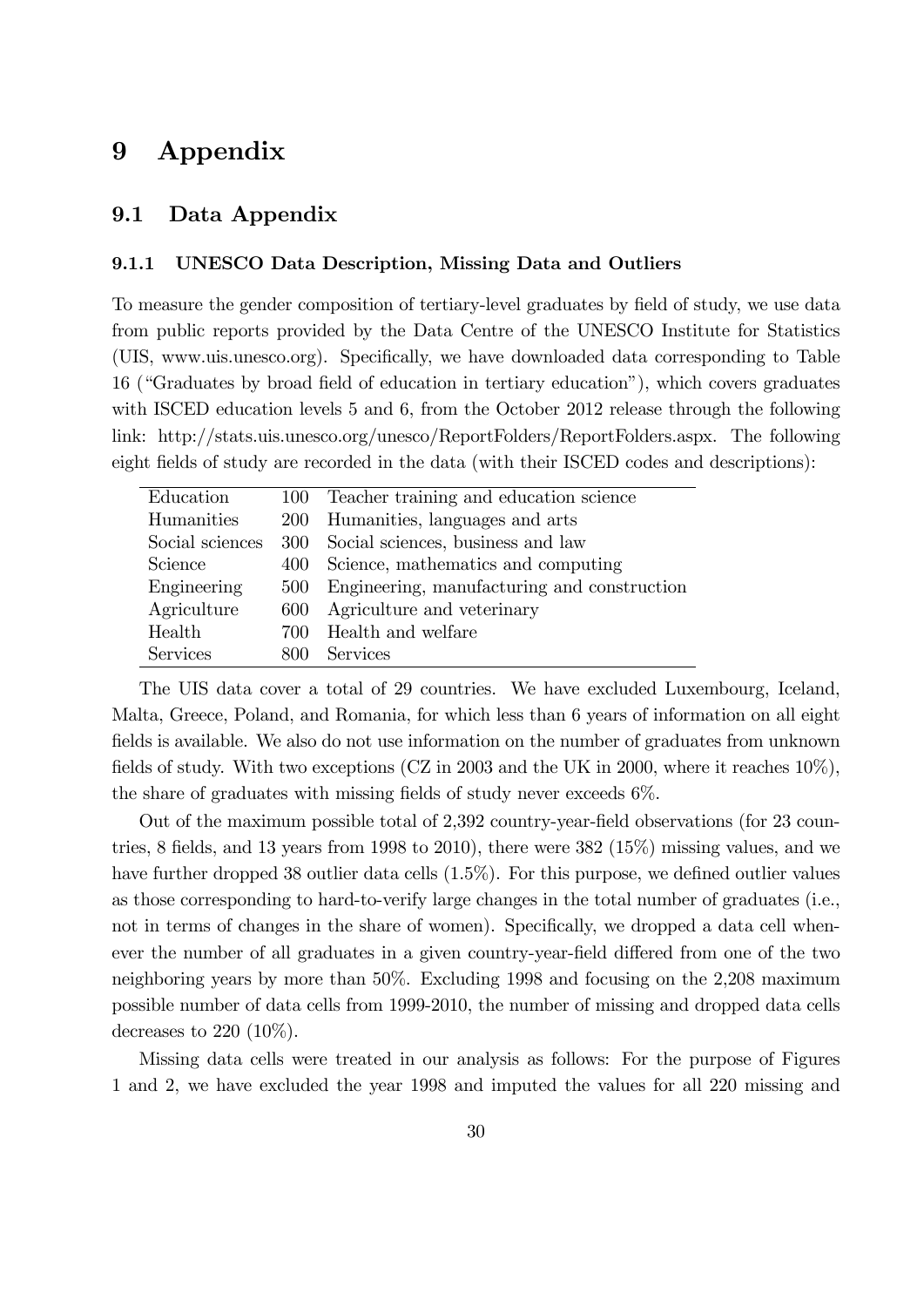# 9 Appendix

## 9.1 Data Appendix

### 9.1.1 UNESCO Data Description, Missing Data and Outliers

To measure the gender composition of tertiary-level graduates by field of study, we use data from public reports provided by the Data Centre of the UNESCO Institute for Statistics (UIS, www.uis.unesco.org). Specifically, we have downloaded data corresponding to Table 16 ("Graduates by broad field of education in tertiary education"), which covers graduates with ISCED education levels 5 and 6, from the October 2012 release through the following link: http://stats.uis.unesco.org/unesco/ReportFolders/ReportFolders.aspx. The following eight fields of study are recorded in the data (with their ISCED codes and descriptions):

| | | |
|---|---|---|
| Education | 100 | Teacher training and education science |
| Humanities | 200 | Humanities, languages and arts |
| Social sciences | 300 | Social sciences, business and law |
| Science | 400 | Science, mathematics and computing |
| Engineering | 500 | Engineering, manufacturing and construction |
| Agriculture | 600 | Agriculture and veterinary |
| Health | 700 | Health and welfare |
| Services | 800 | Services |

The UIS data cover a total of 29 countries. We have excluded Luxembourg, Iceland, Malta, Greece, Poland, and Romania, for which less than 6 years of information on all eight fields is available. We also do not use information on the number of graduates from unknown fields of study. With two exceptions (CZ in 2003 and the UK in 2000, where it reaches 10%), the share of graduates with missing fields of study never exceeds 6%.

Out of the maximum possible total of 2,392 country-year-field observations (for 23 countries, 8 fields, and 13 years from 1998 to 2010), there were 382 (15%) missing values, and we have further dropped 38 outlier data cells (1.5%). For this purpose, we defined outlier values as those corresponding to hard-to-verify large changes in the total number of graduates (i.e., not in terms of changes in the share of women). Specifically, we dropped a data cell whenever the number of all graduates in a given country-year-field differed from one of the two neighboring years by more than 50%. Excluding 1998 and focusing on the 2,208 maximum possible number of data cells from 1999-2010, the number of missing and dropped data cells decreases to 220 (10%).

Missing data cells were treated in our analysis as follows: For the purpose of Figures 1 and 2, we have excluded the year 1998 and imputed the values for all 220 missing and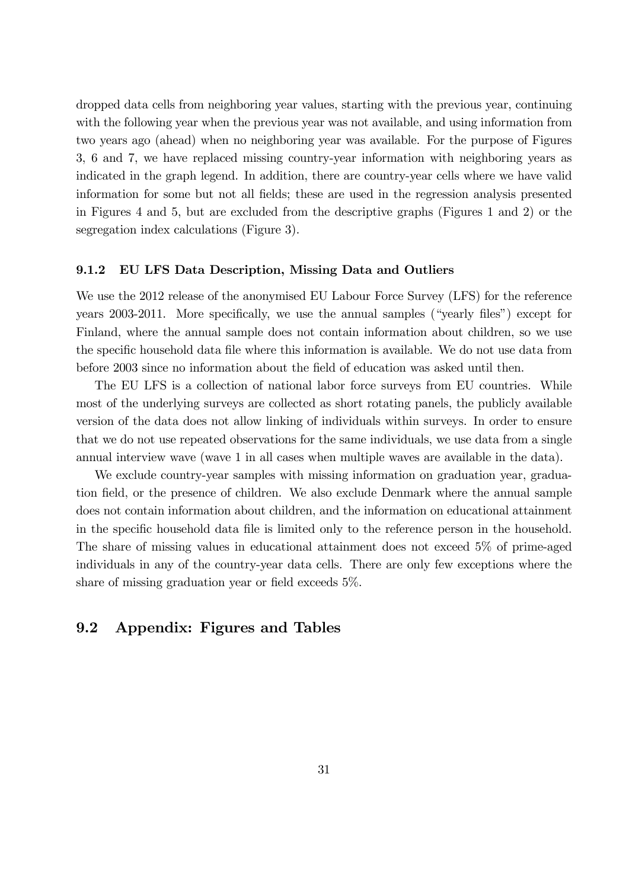dropped data cells from neighboring year values, starting with the previous year, continuing with the following year when the previous year was not available, and using information from two years ago (ahead) when no neighboring year was available. For the purpose of Figures 3, 6 and 7, we have replaced missing country-year information with neighboring years as indicated in the graph legend. In addition, there are country-year cells where we have valid information for some but not all fields; these are used in the regression analysis presented in Figures 4 and 5, but are excluded from the descriptive graphs (Figures 1 and 2) or the segregation index calculations (Figure 3).

#### 9.1.2 EU LFS Data Description, Missing Data and Outliers

We use the 2012 release of the anonymised EU Labour Force Survey (LFS) for the reference years 2003-2011. More specifically, we use the annual samples ("yearly files") except for Finland, where the annual sample does not contain information about children, so we use the specific household data file where this information is available. We do not use data from before 2003 since no information about the field of education was asked until then.

The EU LFS is a collection of national labor force surveys from EU countries. While most of the underlying surveys are collected as short rotating panels, the publicly available version of the data does not allow linking of individuals within surveys. In order to ensure that we do not use repeated observations for the same individuals, we use data from a single annual interview wave (wave 1 in all cases when multiple waves are available in the data).

We exclude country-year samples with missing information on graduation year, graduation field, or the presence of children. We also exclude Denmark where the annual sample does not contain information about children, and the information on educational attainment in the specific household data file is limited only to the reference person in the household. The share of missing values in educational attainment does not exceed 5% of prime-aged individuals in any of the country-year data cells. There are only few exceptions where the share of missing graduation year or field exceeds 5%.

### 9.2 Appendix: Figures and Tables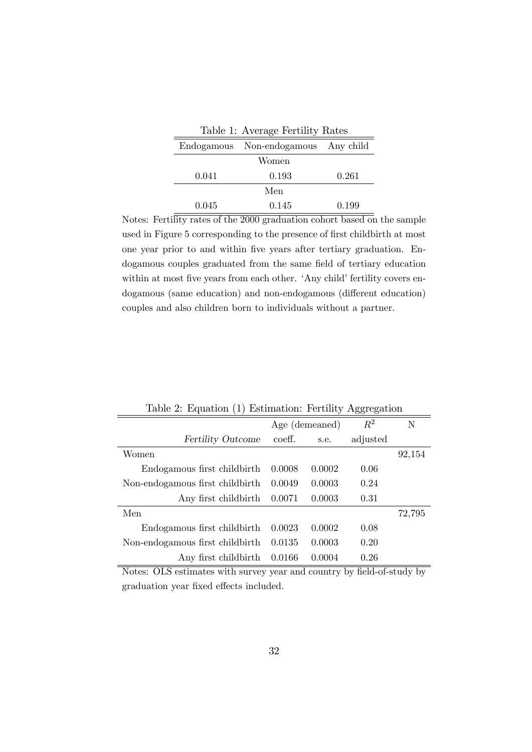Table 1: Average Fertility Rates

| Endogamous | Non-endogamous | Any child |
|---|---|---|
| | Women | |
| 0.041 | 0.193 | 0.261 |
| | Men | |
| 0.045 | 0.145 | 0.199 |

Notes: Fertility rates of the 2000 graduation cohort based on the sample used in Figure 5 corresponding to the presence of first childbirth at most one year prior to and within five years after tertiary graduation. Endogamous couples graduated from the same field of tertiary education within at most five years from each other. 'Any child' fertility covers endogamous (same education) and non-endogamous (different education) couples and also children born to individuals without a partner.

Table 2: Equation (1) Estimation: Fertility Aggregation

| | Age (demeaned) | | $R^2$ | N |
|---|---|---|---|---|
| *Fertility Outcome* | coeff. | s.e. | adjusted | |
| Women | | | | 92,154 |
| Endogamous first childbirth | 0.0008 | 0.0002 | 0.06 | |
| Non-endogamous first childbirth | 0.0049 | 0.0003 | 0.24 | |
| Any first childbirth | 0.0071 | 0.0003 | 0.31 | |
| Men | | | | 72,795 |
| Endogamous first childbirth | 0.0023 | 0.0002 | 0.08 | |
| Non-endogamous first childbirth | 0.0135 | 0.0003 | 0.20 | |
| Any first childbirth | 0.0166 | 0.0004 | 0.26 | |

Notes: OLS estimates with survey year and country by field-of-study by graduation year fixed effects included.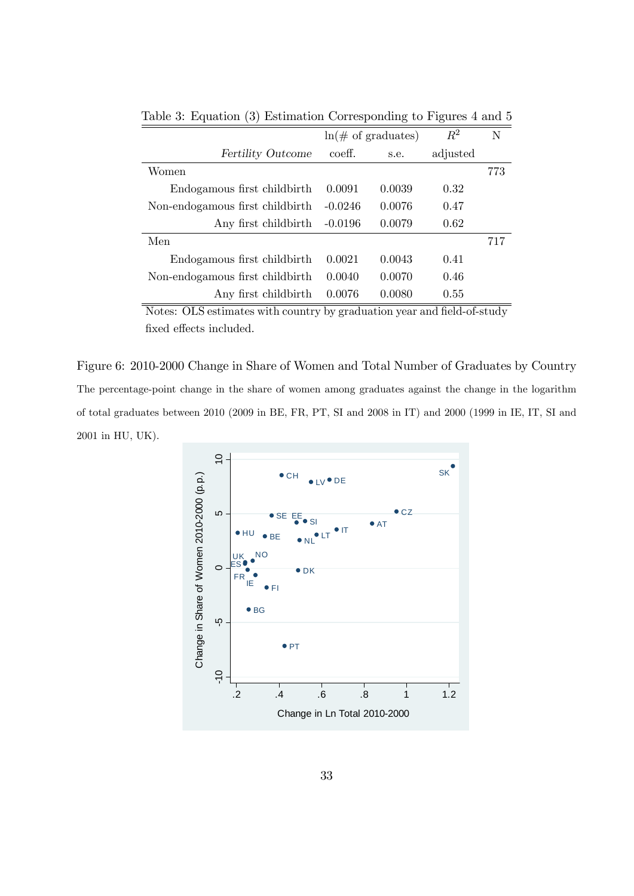Table 3: Equation (3) Estimation Corresponding to Figures 4 and 5

| | ln(# of graduates) | | $R^2$ | N |
|---|---|---|---|---|
| *Fertility Outcome* | coeff. | s.e. | adjusted | |
| Women | | | | 773 |
| Endogamous first childbirth | 0.0091 | 0.0039 | 0.32 | |
| Non-endogamous first childbirth | -0.0246 | 0.0076 | 0.47 | |
| Any first childbirth | -0.0196 | 0.0079 | 0.62 | |
| Men | | | | 717 |
| Endogamous first childbirth | 0.0021 | 0.0043 | 0.41 | |
| Non-endogamous first childbirth | 0.0040 | 0.0070 | 0.46 | |
| Any first childbirth | 0.0076 | 0.0080 | 0.55 | |

Notes: OLS estimates with country by graduation year and field-of-study fixed effects included.

Figure 6: 2010-2000 Change in Share of Women and Total Number of Graduates by Country

The percentage-point change in the share of women among graduates against the change in the logarithm of total graduates between 2010 (2009 in BE, FR, PT, SI and 2008 in IT) and 2000 (1999 in IE, IT, SI and 2001 in HU, UK).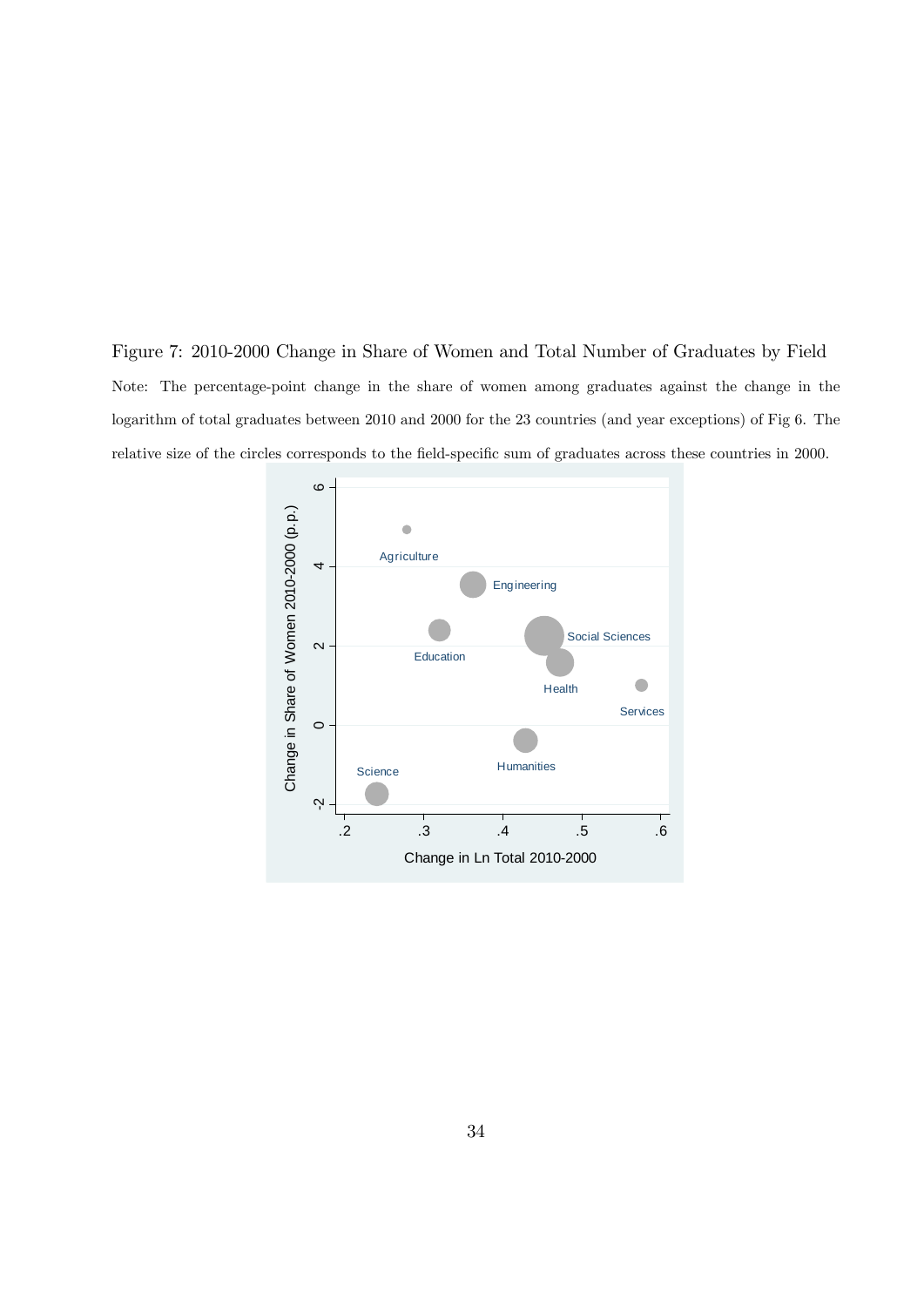Figure 7: 2010-2000 Change in Share of Women and Total Number of Graduates by Field

Note: The percentage-point change in the share of women among graduates against the change in the logarithm of total graduates between 2010 and 2000 for the 23 countries (and year exceptions) of Fig 6. The relative size of the circles corresponds to the field-specific sum of graduates across these countries in 2000.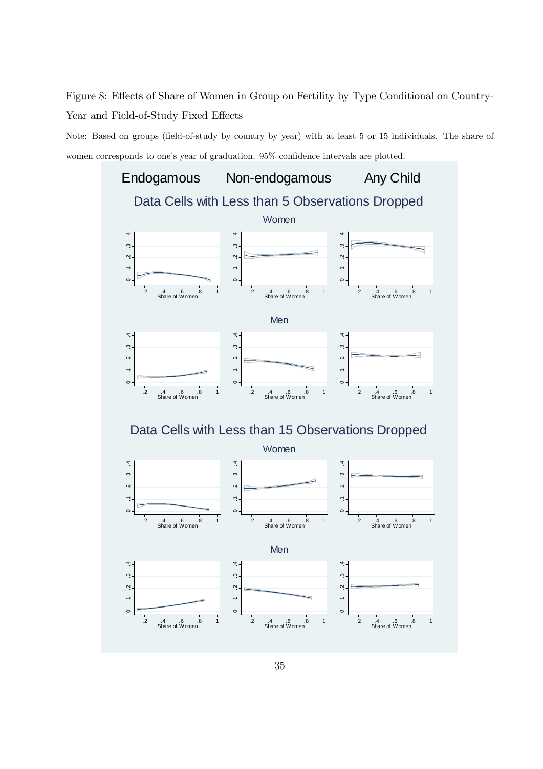Figure 8: Effects of Share of Women in Group on Fertility by Type Conditional on Country-Year and Field-of-Study Fixed Effects

Note: Based on groups (field-of-study by country by year) with at least 5 or 15 individuals. The share of women corresponds to one's year of graduation. 95% confidence intervals are plotted.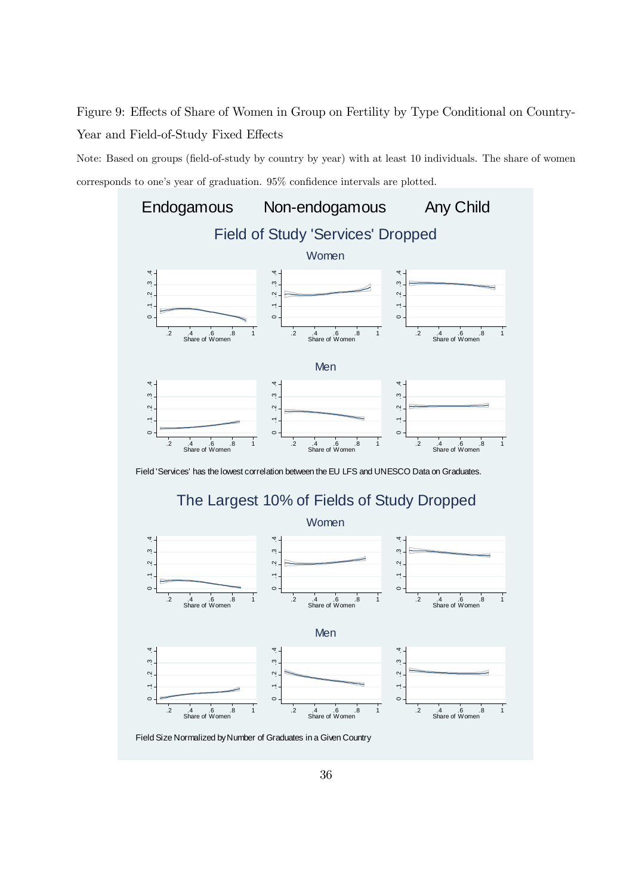Figure 9: Effects of Share of Women in Group on Fertility by Type Conditional on Country-Year and Field-of-Study Fixed Effects

Note: Based on groups (field-of-study by country by year) with at least 10 individuals. The share of women corresponds to one's year of graduation. 95% confidence intervals are plotted.

Endogamous Non-endogamous Any Child

Field of Study 'Services' Dropped

Women

Men

Field 'Services' has the lowest correlation between the EU LFS and UNESCO Data on Graduates.

The Largest 10% of Fields of Study Dropped

Women

Men

Field Size Normalized by Number of Graduates in a Given Country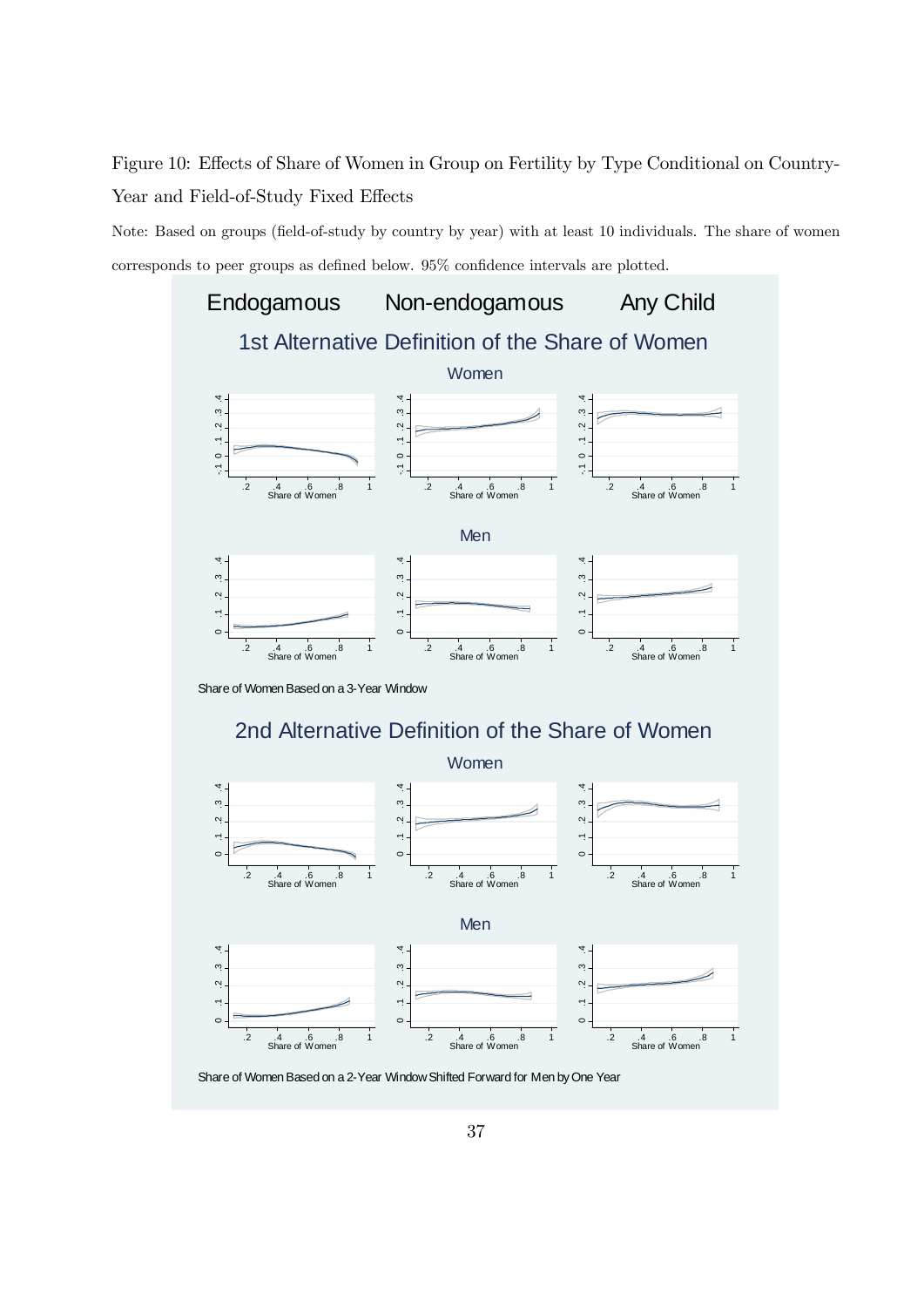Figure 10: Effects of Share of Women in Group on Fertility by Type Conditional on Country-Year and Field-of-Study Fixed Effects

Note: Based on groups (field-of-study by country by year) with at least 10 individuals. The share of women corresponds to peer groups as defined below. 95% confidence intervals are plotted.

Endogamous Non-endogamous Any Child

1st Alternative Definition of the Share of Women

Women

Men

Share of Women Based on a 3-Year Window

2nd Alternative Definition of the Share of Women

Women

Men

Share of Women Based on a 2-Year Window Shifted Forward for Men by One Year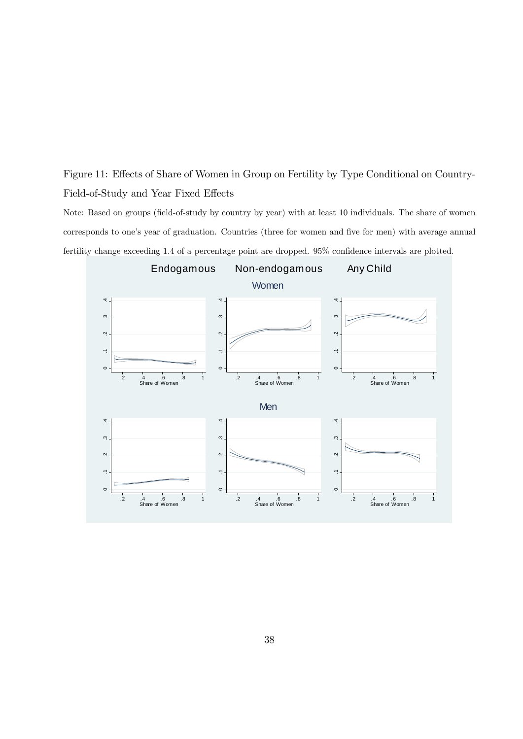Figure 11: Effects of Share of Women in Group on Fertility by Type Conditional on Country-Field-of-Study and Year Fixed Effects

Note: Based on groups (field-of-study by country by year) with at least 10 individuals. The share of women corresponds to one's year of graduation. Countries (three for women and five for men) with average annual fertility change exceeding 1.4 of a percentage point are dropped. 95% confidence intervals are plotted.

Endogamous Non-endogamous Any Child

Women

0 .1 .2 .3 .4

.2 .4 .6 .8 1

Share of Women

Men

0 .1 .2 .3 .4

.2 .4 .6 .8 1

Share of Women